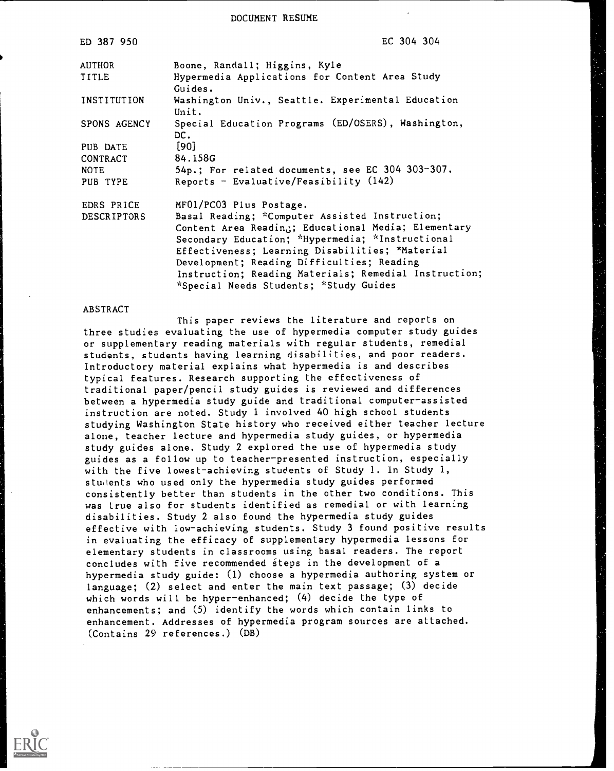DOCUMENT RESUME

| | |
|---|---|
| ED 387 950 | EC 304 304 |
| AUTHOR | Boone, Randall; Higgins, Kyle |
| TITLE | Hypermedia Applications for Content Area Study Guides. |
| INSTITUTION | Washington Univ., Seattle. Experimental Education Unit. |
| SPONS AGENCY | Special Education Programs (ED/OSERS), Washington, DC. |
| PUB DATE | [90] |
| CONTRACT | 84.158G |
| NOTE | 54p.; For related documents, see EC 304 303-307. |
| PUB TYPE | Reports - Evaluative/Feasibility (142) |
| EDRS PRICE | MF01/PC03 Plus Postage. |
| DESCRIPTORS | Basal Reading; *Computer Assisted Instruction; Content Area Reading; Educational Media; Elementary Secondary Education; *Hypermedia; *Instructional Effectiveness; Learning Disabilities; *Material Development; Reading Difficulties; Reading Instruction; Reading Materials; Remedial Instruction; *Special Needs Students; *Study Guides |

ABSTRACT

This paper reviews the literature and reports on three studies evaluating the use of hypermedia computer study guides or supplementary reading materials with regular students, remedial students, students having learning disabilities, and poor readers. Introductory material explains what hypermedia is and describes typical features. Research supporting the effectiveness of traditional paper/pencil study guides is reviewed and differences between a hypermedia study guide and traditional computer-assisted instruction are noted. Study 1 involved 40 high school students studying Washington State history who received either teacher lecture alone, teacher lecture and hypermedia study guides, or hypermedia study guides alone. Study 2 explored the use of hypermedia study guides as a follow up to teacher-presented instruction, especially with the five lowest-achieving students of Study 1. In Study 1, students who used only the hypermedia study guides performed consistently better than students in the other two conditions. This was true also for students identified as remedial or with learning disabilities. Study 2 also found the hypermedia study guides effective with low-achieving students. Study 3 found positive results in evaluating the efficacy of supplementary hypermedia lessons for elementary students in classrooms using basal readers. The report concludes with five recommended steps in the development of a hypermedia study guide: (1) choose a hypermedia authoring system or language; (2) select and enter the main text passage; (3) decide which words will be hyper-enhanced; (4) decide the type of enhancements; and (5) identify the words which contain links to enhancement. Addresses of hypermedia program sources are attached. (Contains 29 references.) (DB)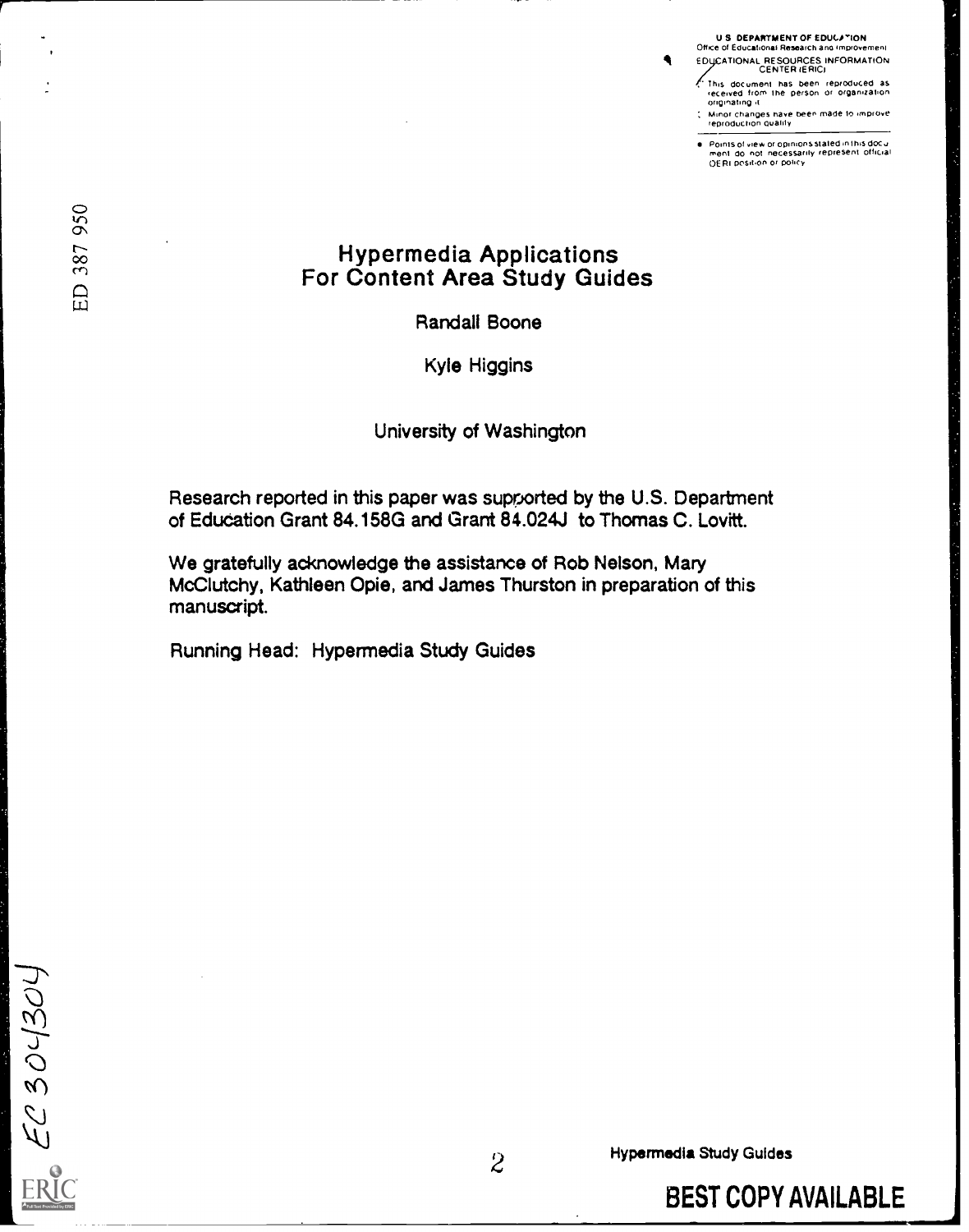U S DEPARTMENT OF EDUCATION
Office of Educational Research and Improvement
EDUCATIONAL RESOURCES INFORMATION CENTER (ERIC)

- This document has been reproduced as received from the person or organization originating it
- Minor changes have been made to improve reproduction quality
- Points of view or opinions stated in this document do not necessarily represent official OERI position or policy

ED 387 950

# Hypermedia Applications For Content Area Study Guides

Randall Boone

Kyle Higgins

University of Washington

Research reported in this paper was supported by the U.S. Department of Education Grant 84.158G and Grant 84.024J to Thomas C. Lovitt.

We gratefully acknowledge the assistance of Rob Nelson, Mary McClutchy, Kathleen Opie, and James Thurston in preparation of this manuscript.

Running Head: Hypermedia Study Guides

EC 304304

BEST COPY AVAILABLE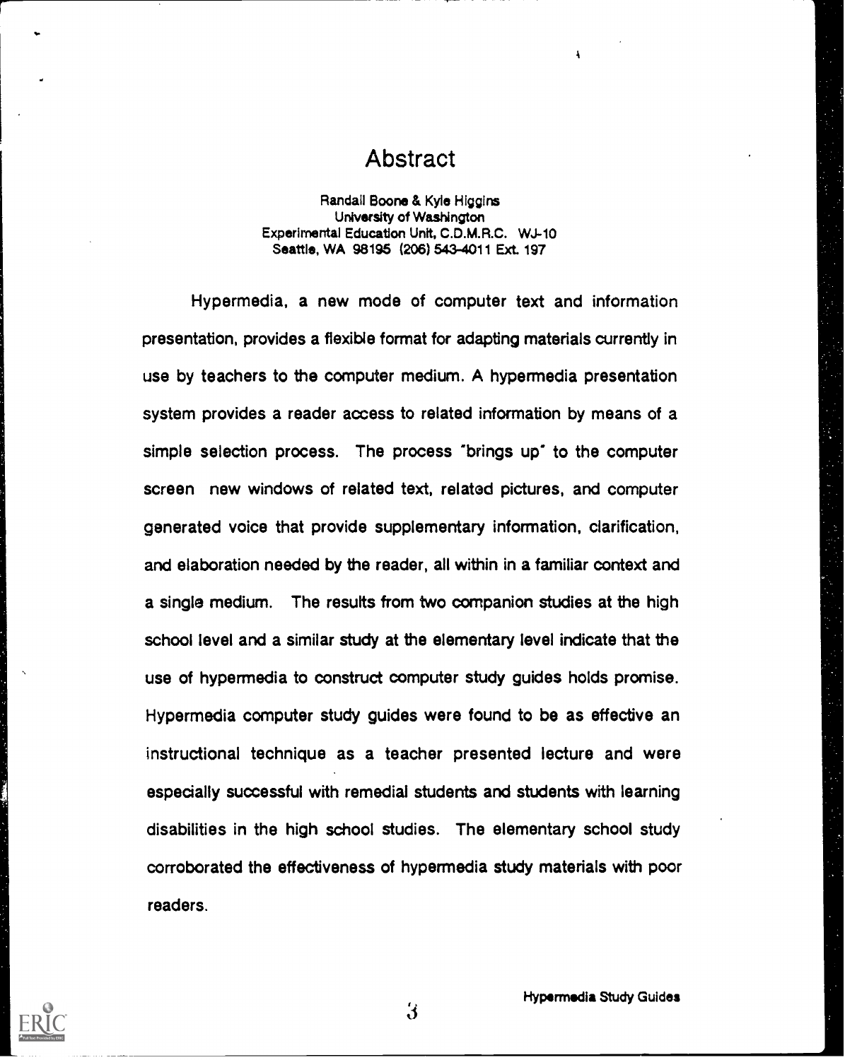# Abstract

Randall Boone & Kyle Higgins
University of Washington
Experimental Education Unit, C.D.M.R.C. WJ-10
Seattle, WA 98195 (206) 543-4011 Ext. 197

Hypermedia, a new mode of computer text and information presentation, provides a flexible format for adapting materials currently in use by teachers to the computer medium. A hypermedia presentation system provides a reader access to related information by means of a simple selection process. The process "brings up" to the computer screen new windows of related text, related pictures, and computer generated voice that provide supplementary information, clarification, and elaboration needed by the reader, all within in a familiar context and a single medium. The results from two companion studies at the high school level and a similar study at the elementary level indicate that the use of hypermedia to construct computer study guides holds promise. Hypermedia computer study guides were found to be as effective an instructional technique as a teacher presented lecture and were especially successful with remedial students and students with learning disabilities in the high school studies. The elementary school study corroborated the effectiveness of hypermedia study materials with poor readers.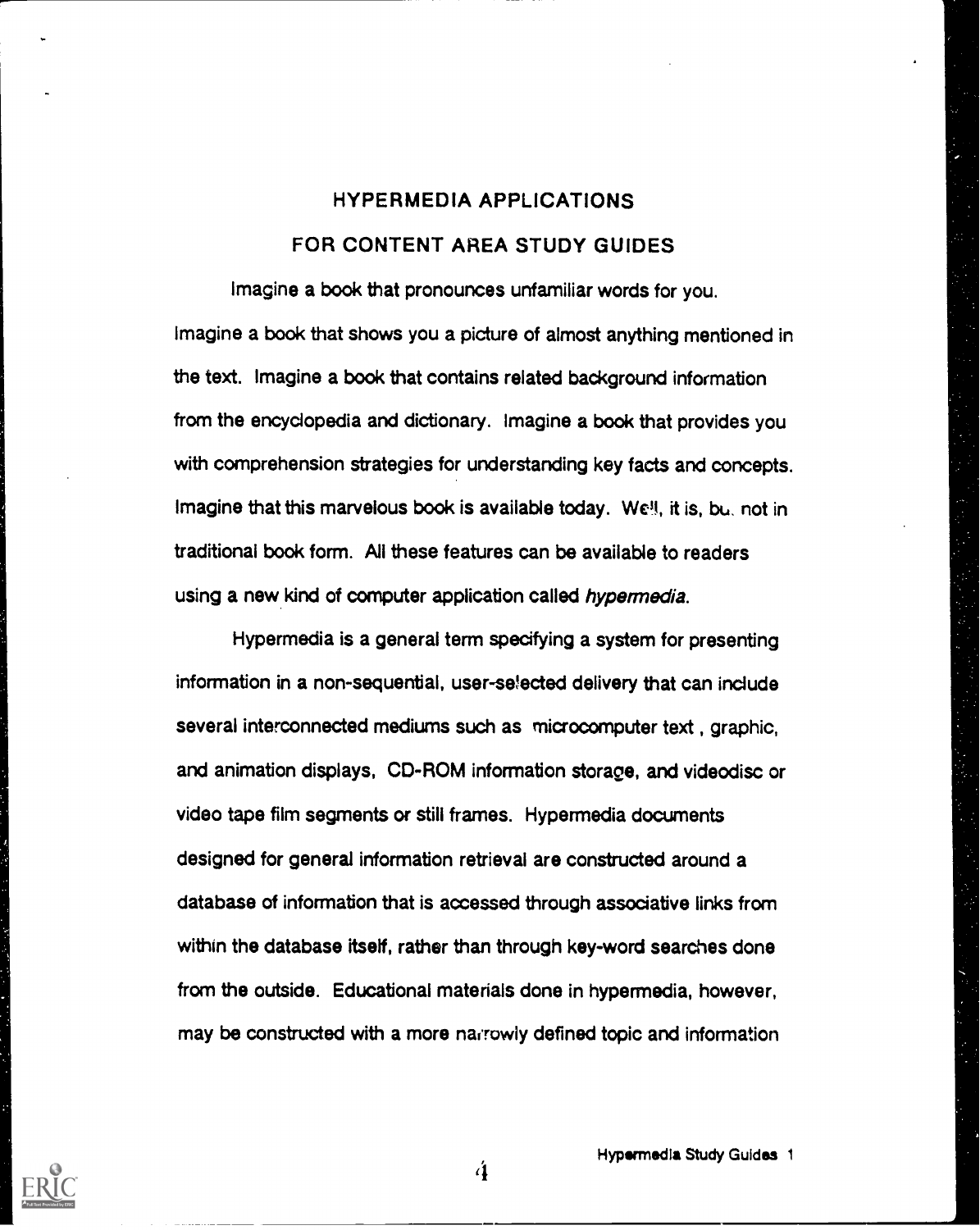# HYPERMEDIA APPLICATIONS
## FOR CONTENT AREA STUDY GUIDES

Imagine a book that pronounces unfamiliar words for you. Imagine a book that shows you a picture of almost anything mentioned in the text. Imagine a book that contains related background information from the encyclopedia and dictionary. Imagine a book that provides you with comprehension strategies for understanding key facts and concepts. Imagine that this marvelous book is available today. Well, it is, but not in traditional book form. All these features can be available to readers using a new kind of computer application called *hypermedia*.

Hypermedia is a general term specifying a system for presenting information in a non-sequential, user-selected delivery that can include several interconnected mediums such as microcomputer text, graphic, and animation displays, CD-ROM information storage, and videodisc or video tape film segments or still frames. Hypermedia documents designed for general information retrieval are constructed around a database of information that is accessed through associative links from within the database itself, rather than through key-word searches done from the outside. Educational materials done in hypermedia, however, may be constructed with a more narrowly defined topic and information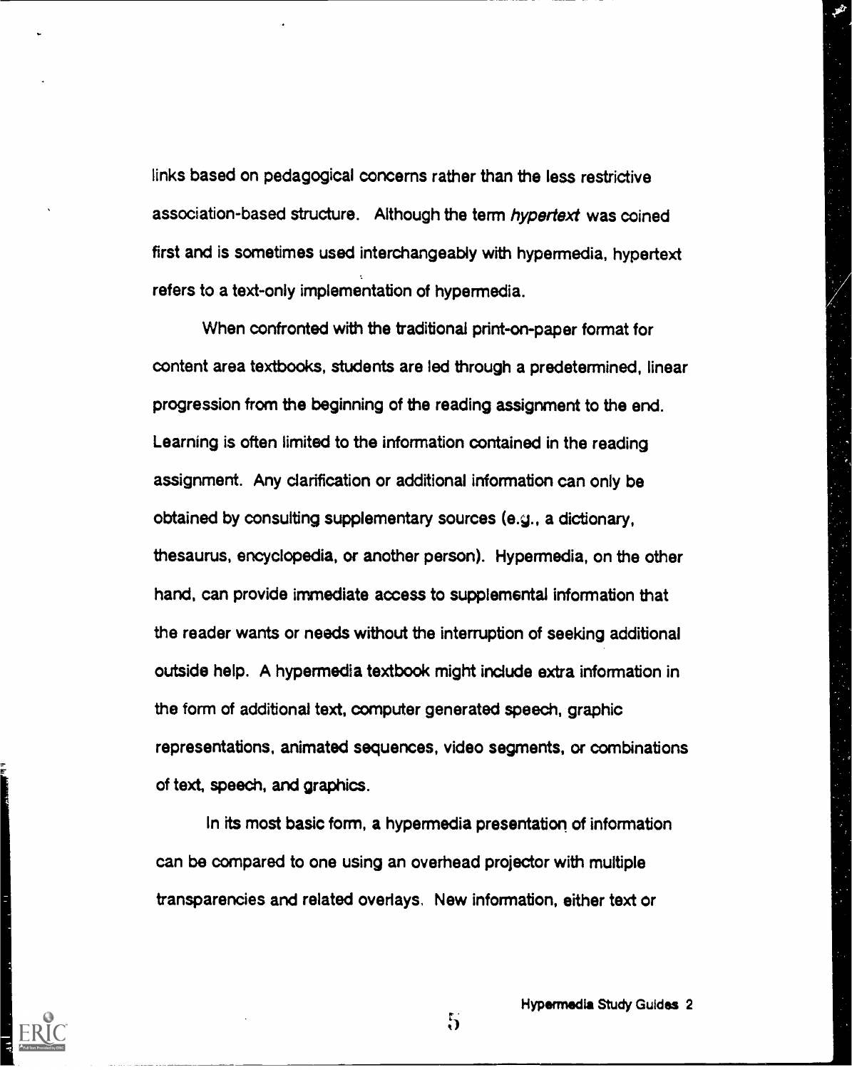links based on pedagogical concerns rather than the less restrictive association-based structure. Although the term *hypertext* was coined first and is sometimes used interchangeably with hypermedia, hypertext refers to a text-only implementation of hypermedia.

When confronted with the traditional print-on-paper format for content area textbooks, students are led through a predetermined, linear progression from the beginning of the reading assignment to the end. Learning is often limited to the information contained in the reading assignment. Any clarification or additional information can only be obtained by consulting supplementary sources (e.g., a dictionary, thesaurus, encyclopedia, or another person). Hypermedia, on the other hand, can provide immediate access to supplemental information that the reader wants or needs without the interruption of seeking additional outside help. A hypermedia textbook might include extra information in the form of additional text, computer generated speech, graphic representations, animated sequences, video segments, or combinations of text, speech, and graphics.

In its most basic form, a hypermedia presentation of information can be compared to one using an overhead projector with multiple transparencies and related overlays. New information, either text or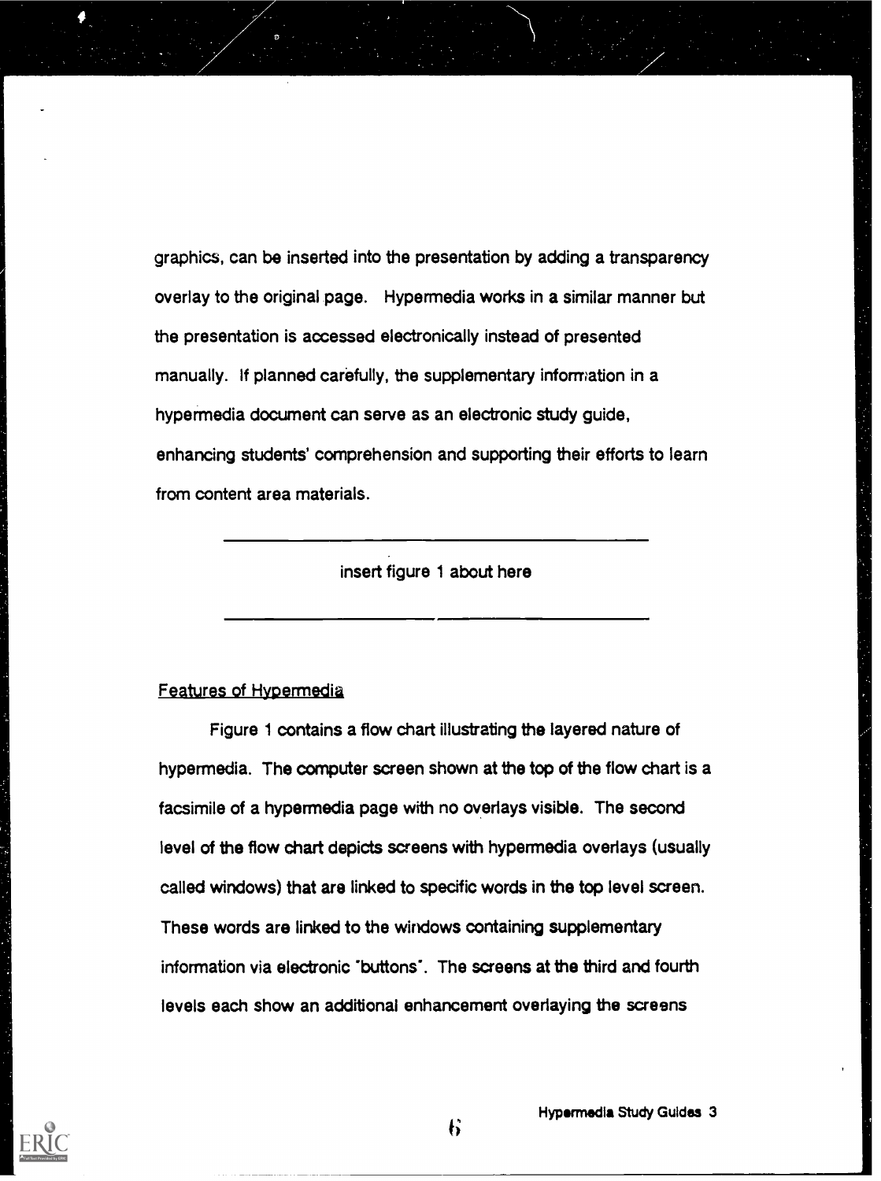graphics, can be inserted into the presentation by adding a transparency overlay to the original page. Hypermedia works in a similar manner but the presentation is accessed electronically instead of presented manually. If planned carefully, the supplementary information in a hypermedia document can serve as an electronic study guide, enhancing students' comprehension and supporting their efforts to learn from content area materials.

---

insert figure 1 about here

---

## Features of Hypermedia

Figure 1 contains a flow chart illustrating the layered nature of hypermedia. The computer screen shown at the top of the flow chart is a facsimile of a hypermedia page with no overlays visible. The second level of the flow chart depicts screens with hypermedia overlays (usually called windows) that are linked to specific words in the top level screen. These words are linked to the windows containing supplementary information via electronic "buttons". The screens at the third and fourth levels each show an additional enhancement overlaying the screens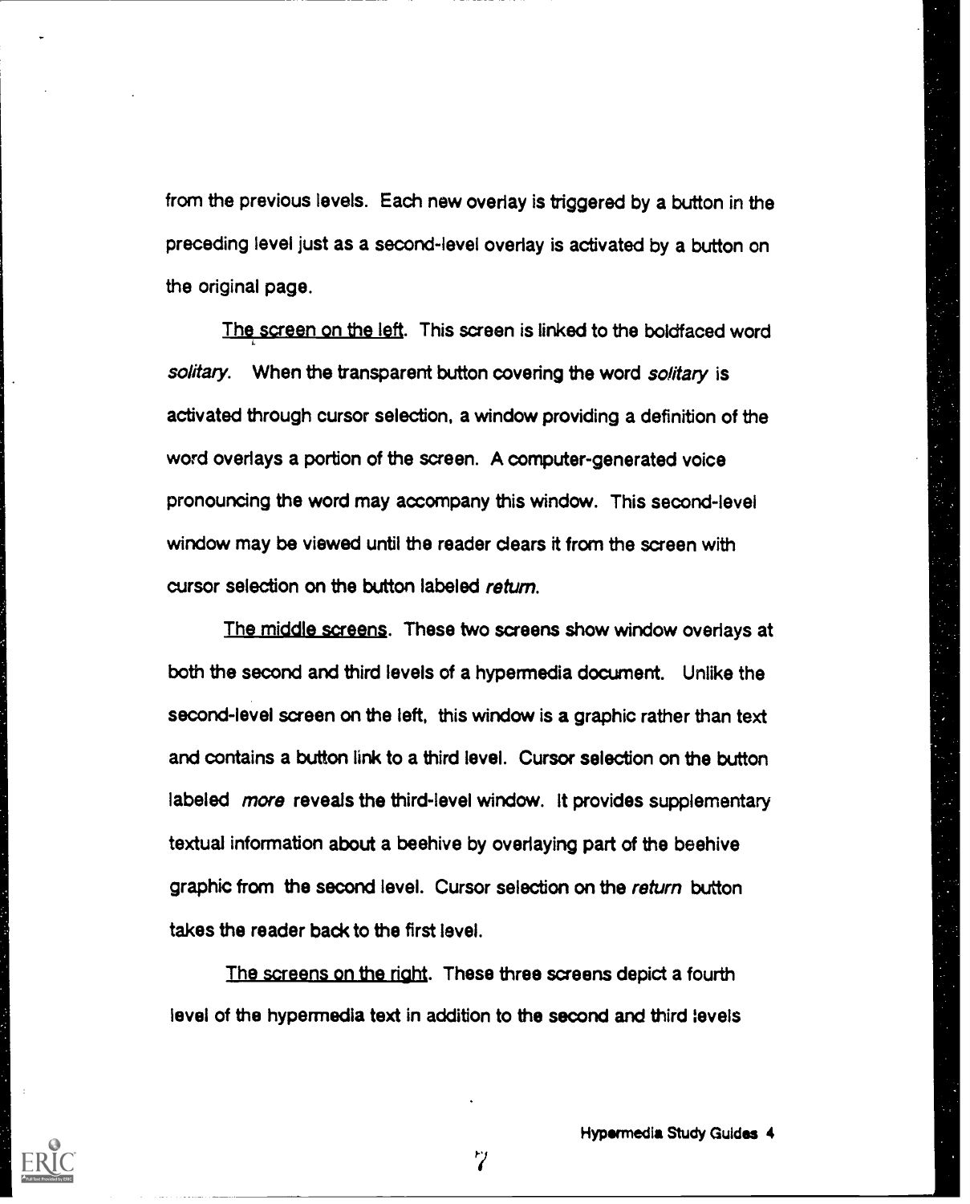from the previous levels. Each new overlay is triggered by a button in the preceding level just as a second-level overlay is activated by a button on the original page.

<u>The screen on the left</u>. This screen is linked to the boldfaced word *solitary*. When the transparent button covering the word *solitary* is activated through cursor selection, a window providing a definition of the word overlays a portion of the screen. A computer-generated voice pronouncing the word may accompany this window. This second-level window may be viewed until the reader clears it from the screen with cursor selection on the button labeled *return*.

<u>The middle screens</u>. These two screens show window overlays at both the second and third levels of a hypermedia document. Unlike the second-level screen on the left, this window is a graphic rather than text and contains a button link to a third level. Cursor selection on the button labeled *more* reveals the third-level window. It provides supplementary textual information about a beehive by overlaying part of the beehive graphic from the second level. Cursor selection on the *return* button takes the reader back to the first level.

<u>The screens on the right</u>. These three screens depict a fourth level of the hypermedia text in addition to the second and third levels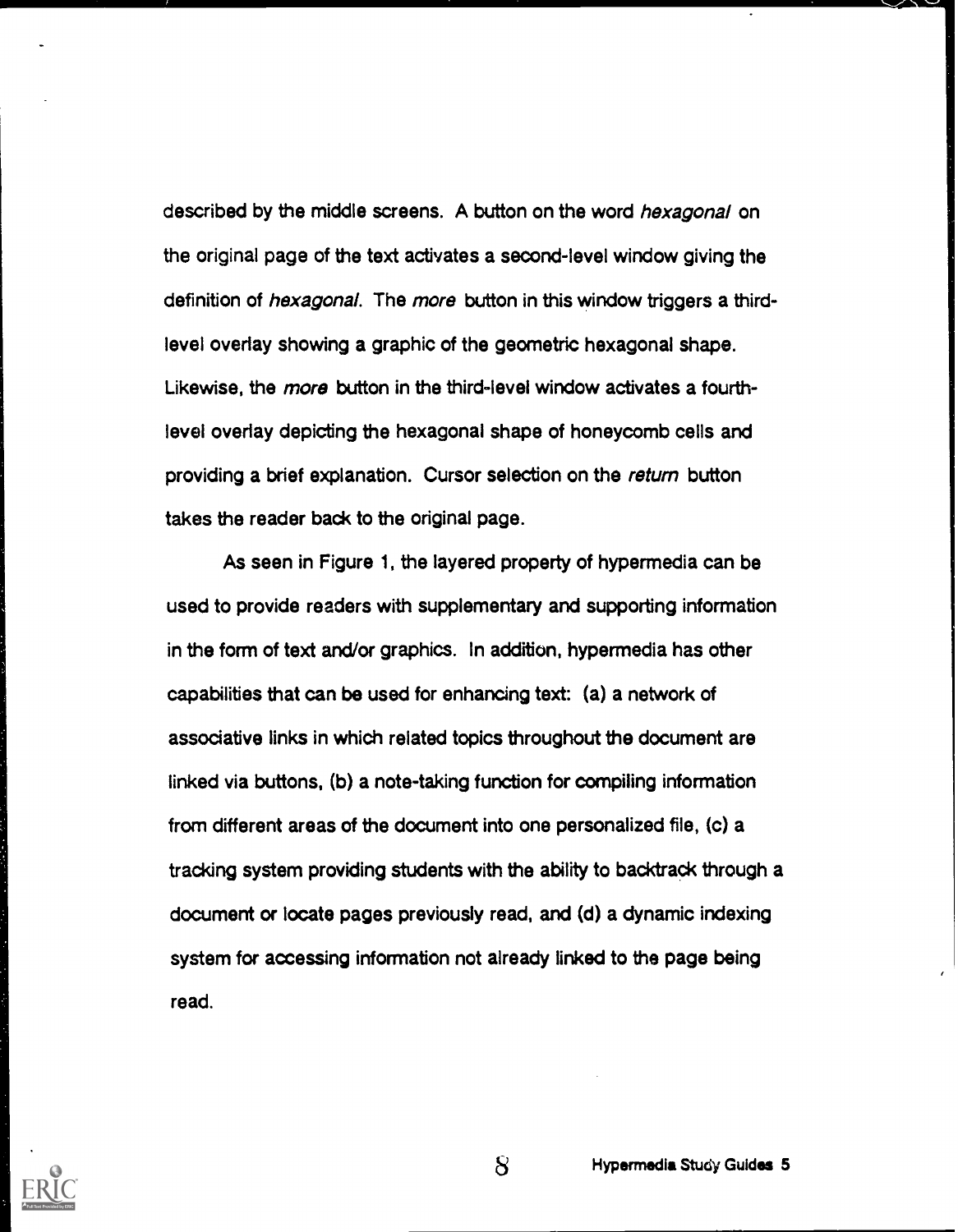described by the middle screens. A button on the word *hexagonal* on the original page of the text activates a second-level window giving the definition of *hexagonal*. The *more* button in this window triggers a third-level overlay showing a graphic of the geometric hexagonal shape. Likewise, the *more* button in the third-level window activates a fourth-level overlay depicting the hexagonal shape of honeycomb cells and providing a brief explanation. Cursor selection on the *return* button takes the reader back to the original page.

As seen in Figure 1, the layered property of hypermedia can be used to provide readers with supplementary and supporting information in the form of text and/or graphics. In addition, hypermedia has other capabilities that can be used for enhancing text: (a) a network of associative links in which related topics throughout the document are linked via buttons, (b) a note-taking function for compiling information from different areas of the document into one personalized file, (c) a tracking system providing students with the ability to backtrack through a document or locate pages previously read, and (d) a dynamic indexing system for accessing information not already linked to the page being read.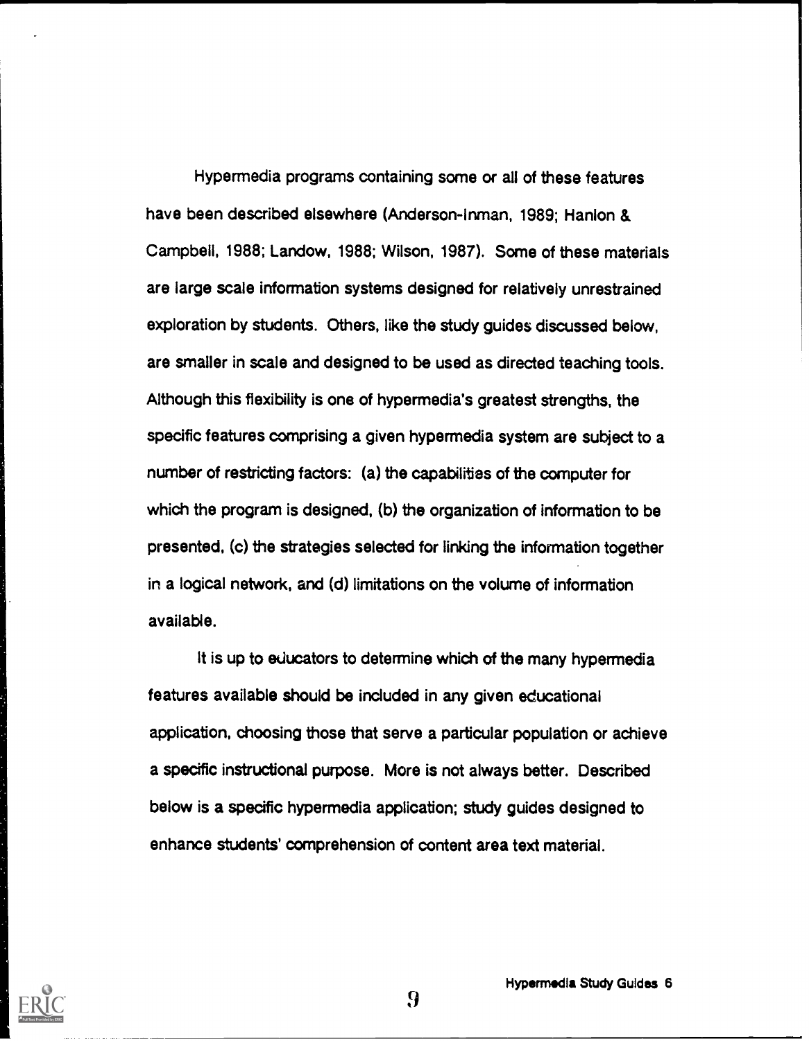Hypermedia programs containing some or all of these features have been described elsewhere (Anderson-Inman, 1989; Hanlon & Campbell, 1988; Landow, 1988; Wilson, 1987). Some of these materials are large scale information systems designed for relatively unrestrained exploration by students. Others, like the study guides discussed below, are smaller in scale and designed to be used as directed teaching tools. Although this flexibility is one of hypermedia's greatest strengths, the specific features comprising a given hypermedia system are subject to a number of restricting factors: (a) the capabilities of the computer for which the program is designed, (b) the organization of information to be presented, (c) the strategies selected for linking the information together in a logical network, and (d) limitations on the volume of information available.

It is up to educators to determine which of the many hypermedia features available should be included in any given educational application, choosing those that serve a particular population or achieve a specific instructional purpose. More is not always better. Described below is a specific hypermedia application; study guides designed to enhance students' comprehension of content area text material.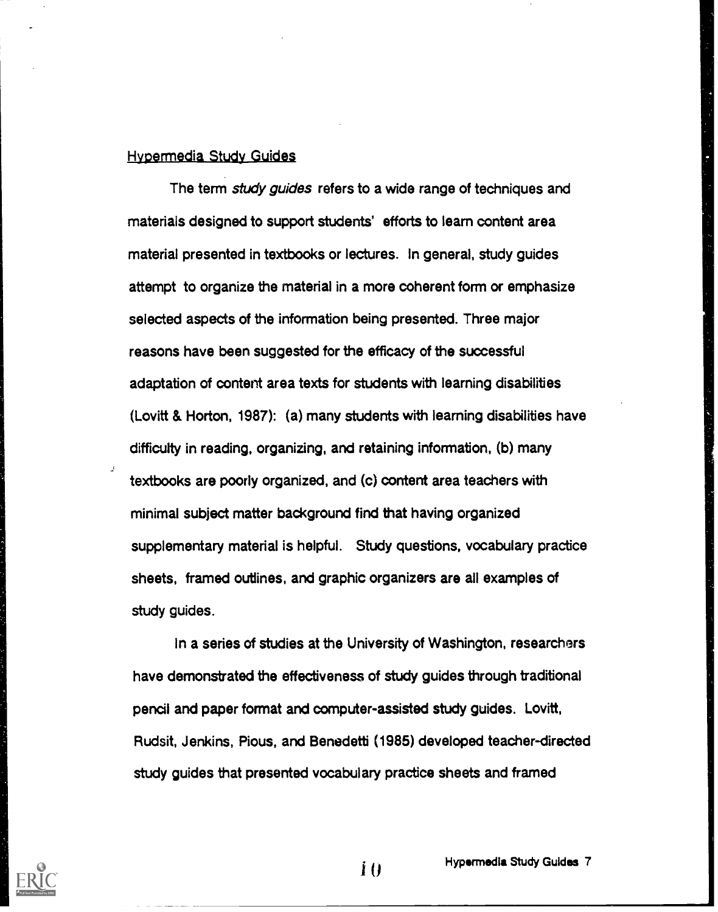## Hypermedia Study Guides

The term *study guides* refers to a wide range of techniques and materials designed to support students' efforts to learn content area material presented in textbooks or lectures. In general, study guides attempt to organize the material in a more coherent form or emphasize selected aspects of the information being presented. Three major reasons have been suggested for the efficacy of the successful adaptation of content area texts for students with learning disabilities (Lovitt & Horton, 1987): (a) many students with learning disabilities have difficulty in reading, organizing, and retaining information, (b) many textbooks are poorly organized, and (c) content area teachers with minimal subject matter background find that having organized supplementary material is helpful. Study questions, vocabulary practice sheets, framed outlines, and graphic organizers are all examples of study guides.

In a series of studies at the University of Washington, researchers have demonstrated the effectiveness of study guides through traditional pencil and paper format and computer-assisted study guides. Lovitt, Rudsit, Jenkins, Pious, and Benedetti (1985) developed teacher-directed study guides that presented vocabulary practice sheets and framed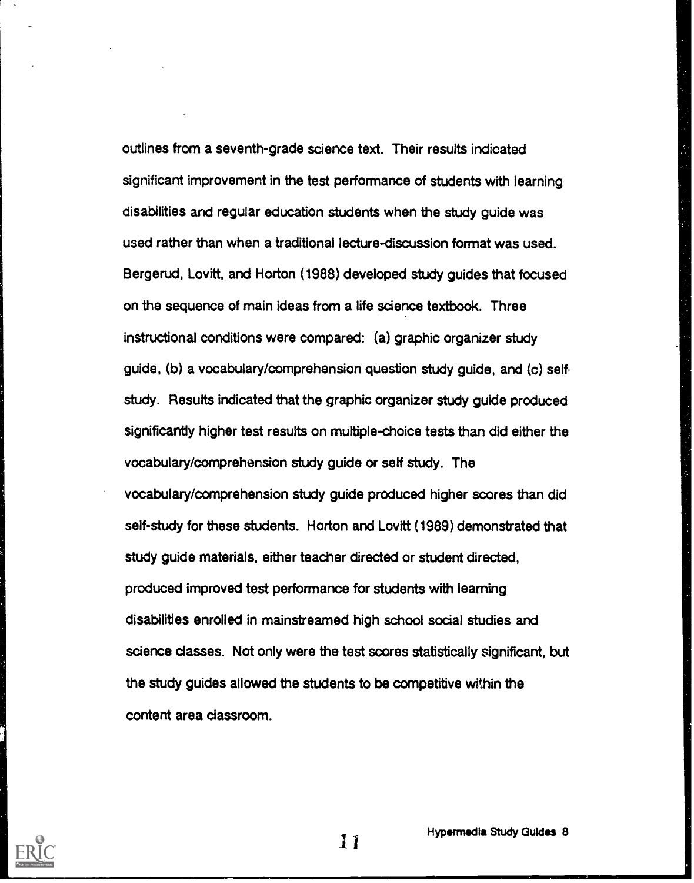outlines from a seventh-grade science text. Their results indicated significant improvement in the test performance of students with learning disabilities and regular education students when the study guide was used rather than when a traditional lecture-discussion format was used. Bergerud, Lovitt, and Horton (1988) developed study guides that focused on the sequence of main ideas from a life science textbook. Three instructional conditions were compared: (a) graphic organizer study guide, (b) a vocabulary/comprehension question study guide, and (c) self-study. Results indicated that the graphic organizer study guide produced significantly higher test results on multiple-choice tests than did either the vocabulary/comprehension study guide or self study. The vocabulary/comprehension study guide produced higher scores than did self-study for these students. Horton and Lovitt (1989) demonstrated that study guide materials, either teacher directed or student directed, produced improved test performance for students with learning disabilities enrolled in mainstreamed high school social studies and science classes. Not only were the test scores statistically significant, but the study guides allowed the students to be competitive within the content area classroom.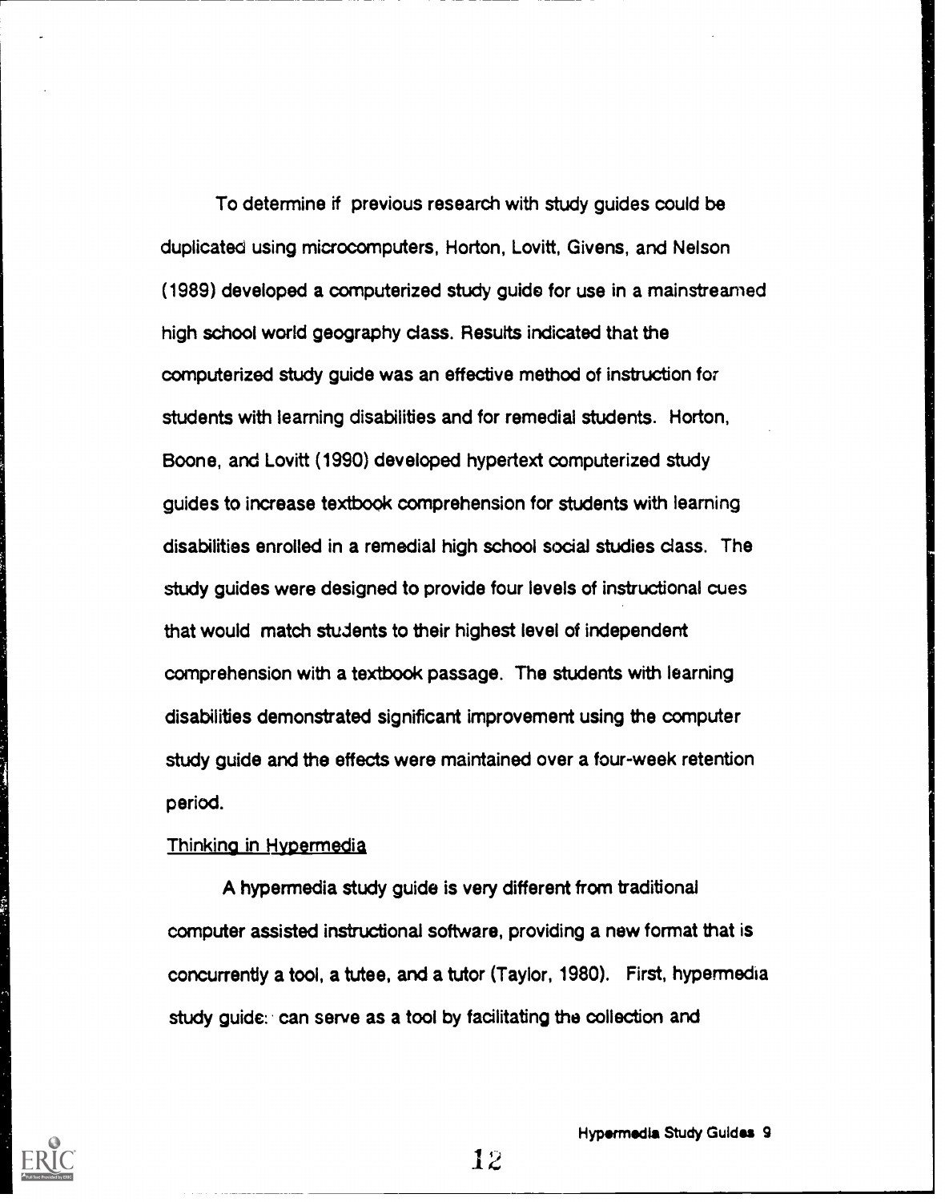To determine if previous research with study guides could be duplicated using microcomputers, Horton, Lovitt, Givens, and Nelson (1989) developed a computerized study guide for use in a mainstreamed high school world geography class. Results indicated that the computerized study guide was an effective method of instruction for students with learning disabilities and for remedial students. Horton, Boone, and Lovitt (1990) developed hypertext computerized study guides to increase textbook comprehension for students with learning disabilities enrolled in a remedial high school social studies class. The study guides were designed to provide four levels of instructional cues that would match students to their highest level of independent comprehension with a textbook passage. The students with learning disabilities demonstrated significant improvement using the computer study guide and the effects were maintained over a four-week retention period.

## Thinking in Hypermedia

A hypermedia study guide is very different from traditional computer assisted instructional software, providing a new format that is concurrently a tool, a tutee, and a tutor (Taylor, 1980). First, hypermedia study guides can serve as a tool by facilitating the collection and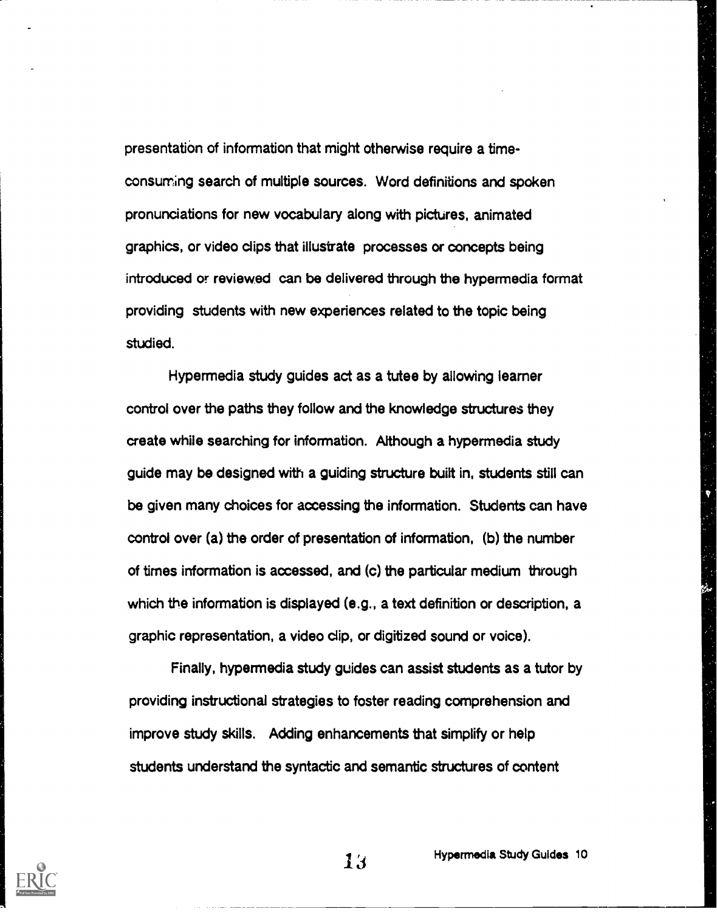presentation of information that might otherwise require a time-consuming search of multiple sources. Word definitions and spoken pronunciations for new vocabulary along with pictures, animated graphics, or video clips that illustrate processes or concepts being introduced or reviewed can be delivered through the hypermedia format providing students with new experiences related to the topic being studied.

Hypermedia study guides act as a tutee by allowing learner control over the paths they follow and the knowledge structures they create while searching for information. Although a hypermedia study guide may be designed with a guiding structure built in, students still can be given many choices for accessing the information. Students can have control over (a) the order of presentation of information, (b) the number of times information is accessed, and (c) the particular medium through which the information is displayed (e.g., a text definition or description, a graphic representation, a video clip, or digitized sound or voice).

Finally, hypermedia study guides can assist students as a tutor by providing instructional strategies to foster reading comprehension and improve study skills. Adding enhancements that simplify or help students understand the syntactic and semantic structures of content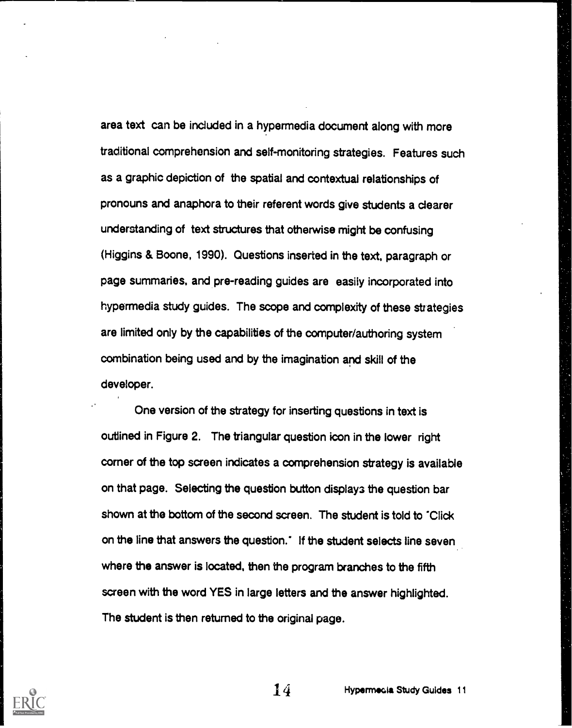area text can be included in a hypermedia document along with more traditional comprehension and self-monitoring strategies. Features such as a graphic depiction of the spatial and contextual relationships of pronouns and anaphora to their referent words give students a clearer understanding of text structures that otherwise might be confusing (Higgins & Boone, 1990). Questions inserted in the text, paragraph or page summaries, and pre-reading guides are easily incorporated into hypermedia study guides. The scope and complexity of these strategies are limited only by the capabilities of the computer/authoring system combination being used and by the imagination and skill of the developer.

One version of the strategy for inserting questions in text is outlined in Figure 2. The triangular question icon in the lower right corner of the top screen indicates a comprehension strategy is available on that page. Selecting the question button displays the question bar shown at the bottom of the second screen. The student is told to "Click on the line that answers the question." If the student selects line seven where the answer is located, then the program branches to the fifth screen with the word YES in large letters and the answer highlighted. The student is then returned to the original page.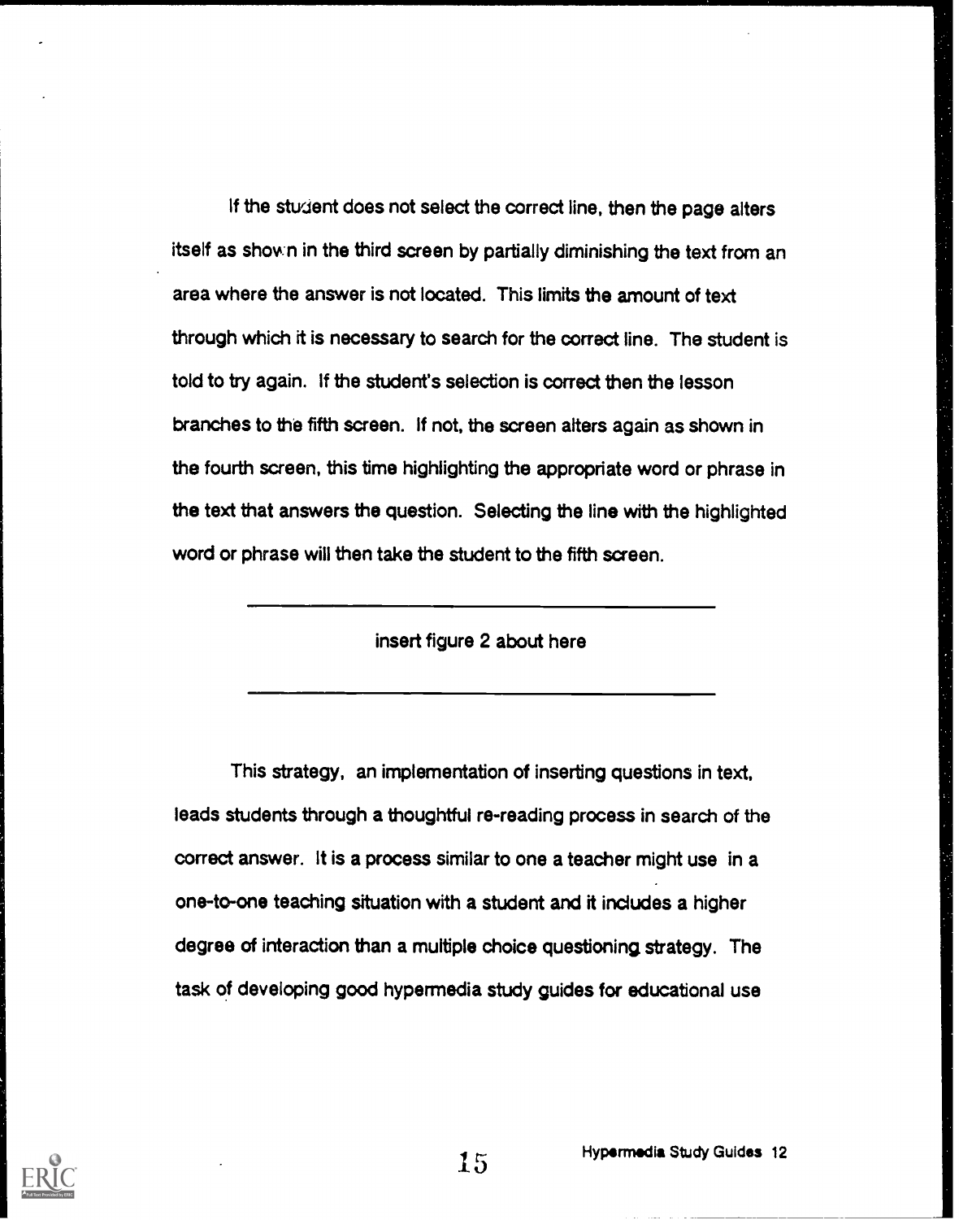If the student does not select the correct line, then the page alters itself as shown in the third screen by partially diminishing the text from an area where the answer is not located. This limits the amount of text through which it is necessary to search for the correct line. The student is told to try again. If the student's selection is correct then the lesson branches to the fifth screen. If not, the screen alters again as shown in the fourth screen, this time highlighting the appropriate word or phrase in the text that answers the question. Selecting the line with the highlighted word or phrase will then take the student to the fifth screen.

---

insert figure 2 about here

---

This strategy, an implementation of inserting questions in text, leads students through a thoughtful re-reading process in search of the correct answer. It is a process similar to one a teacher might use in a one-to-one teaching situation with a student and it includes a higher degree of interaction than a multiple choice questioning strategy. The task of developing good hypermedia study guides for educational use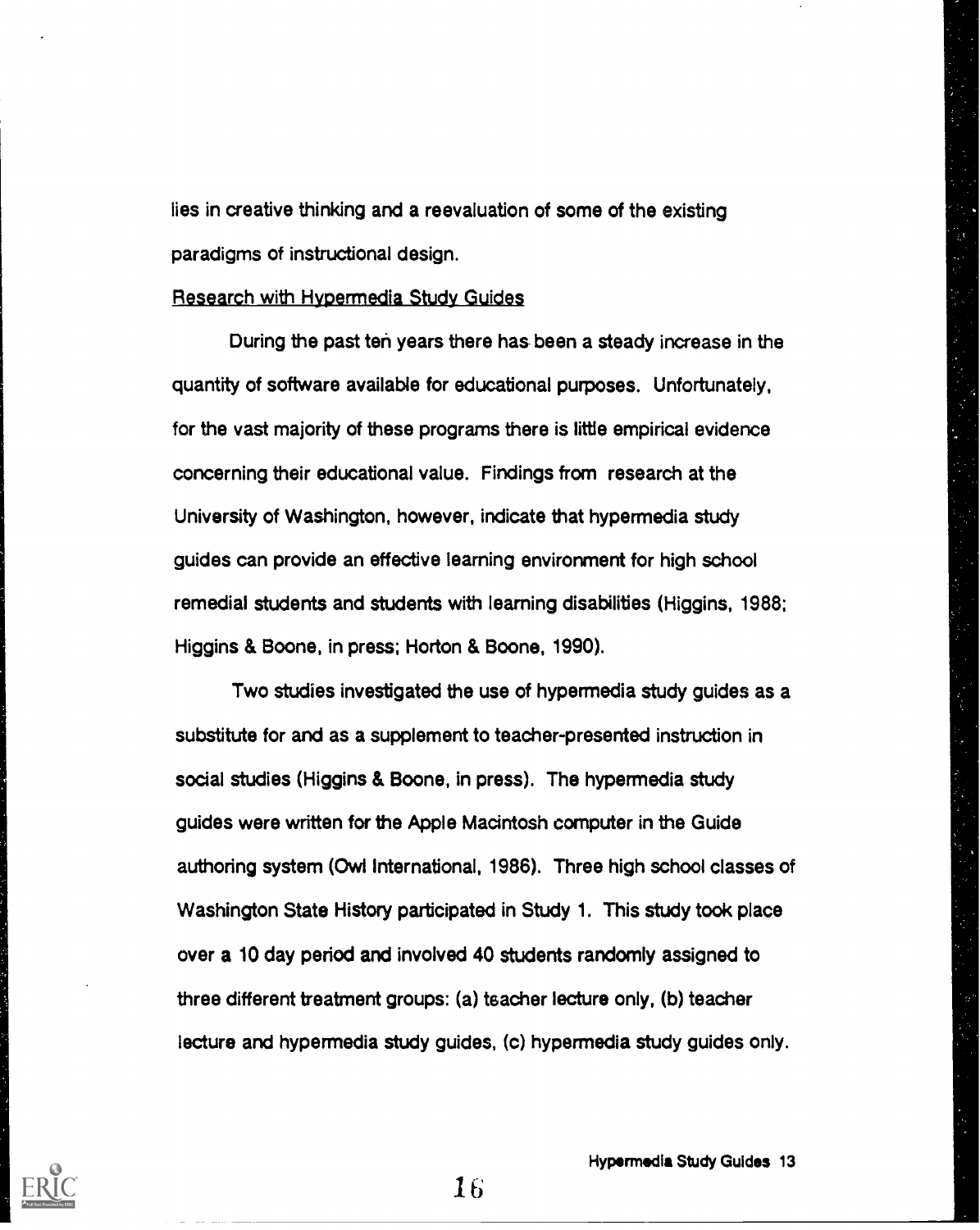lies in creative thinking and a reevaluation of some of the existing paradigms of instructional design.

## Research with Hypermedia Study Guides

During the past ten years there has been a steady increase in the quantity of software available for educational purposes. Unfortunately, for the vast majority of these programs there is little empirical evidence concerning their educational value. Findings from research at the University of Washington, however, indicate that hypermedia study guides can provide an effective learning environment for high school remedial students and students with learning disabilities (Higgins, 1988; Higgins & Boone, in press; Horton & Boone, 1990).

Two studies investigated the use of hypermedia study guides as a substitute for and as a supplement to teacher-presented instruction in social studies (Higgins & Boone, in press). The hypermedia study guides were written for the Apple Macintosh computer in the Guide authoring system (Owl International, 1986). Three high school classes of Washington State History participated in Study 1. This study took place over a 10 day period and involved 40 students randomly assigned to three different treatment groups: (a) teacher lecture only, (b) teacher lecture and hypermedia study guides, (c) hypermedia study guides only.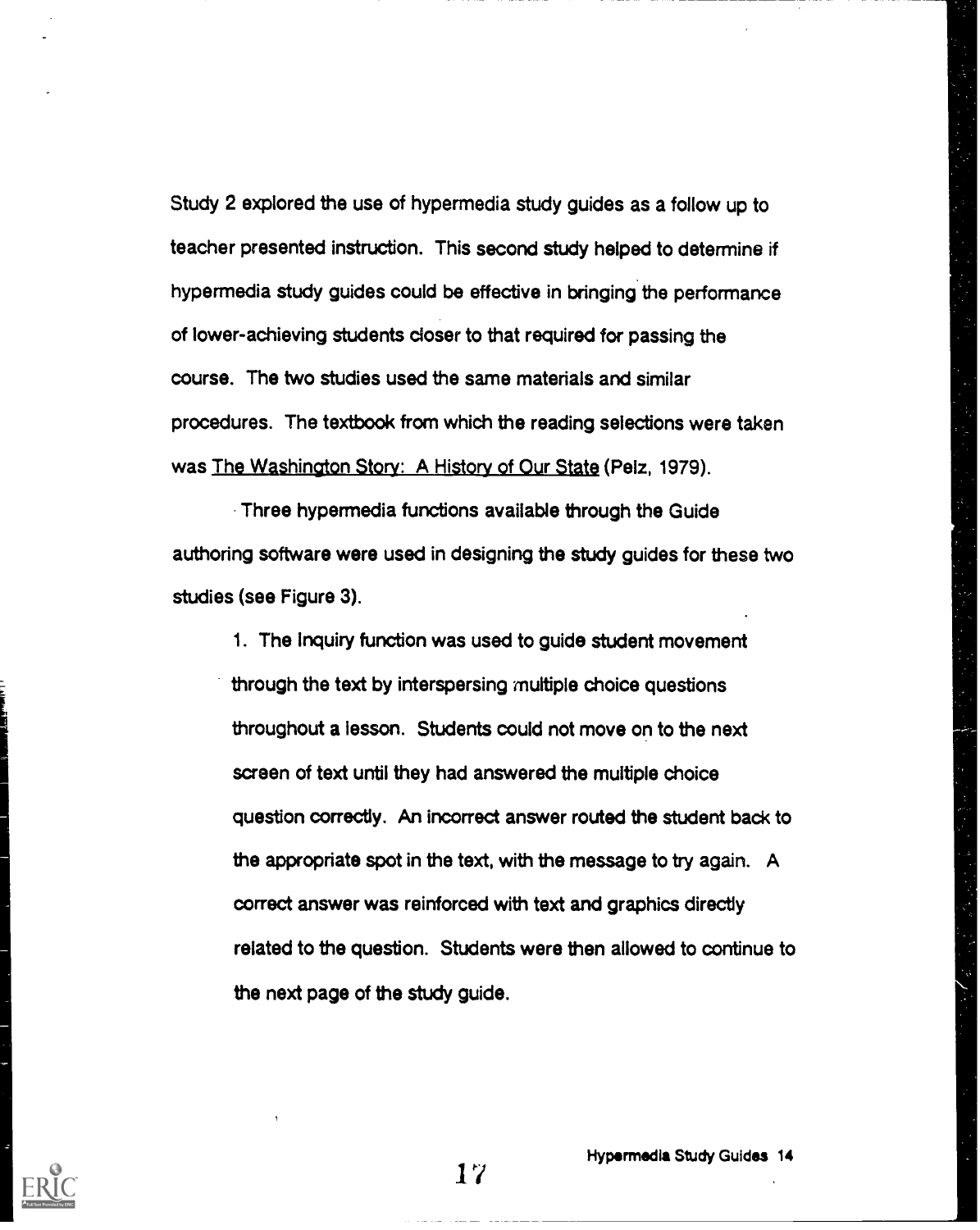Study 2 explored the use of hypermedia study guides as a follow up to teacher presented instruction. This second study helped to determine if hypermedia study guides could be effective in bringing the performance of lower-achieving students closer to that required for passing the course. The two studies used the same materials and similar procedures. The textbook from which the reading selections were taken was The Washington Story: A History of Our State (Pelz, 1979).

Three hypermedia functions available through the Guide authoring software were used in designing the study guides for these two studies (see Figure 3).

1. The Inquiry function was used to guide student movement through the text by interspersing multiple choice questions throughout a lesson. Students could not move on to the next screen of text until they had answered the multiple choice question correctly. An incorrect answer routed the student back to the appropriate spot in the text, with the message to try again. A correct answer was reinforced with text and graphics directly related to the question. Students were then allowed to continue to the next page of the study guide.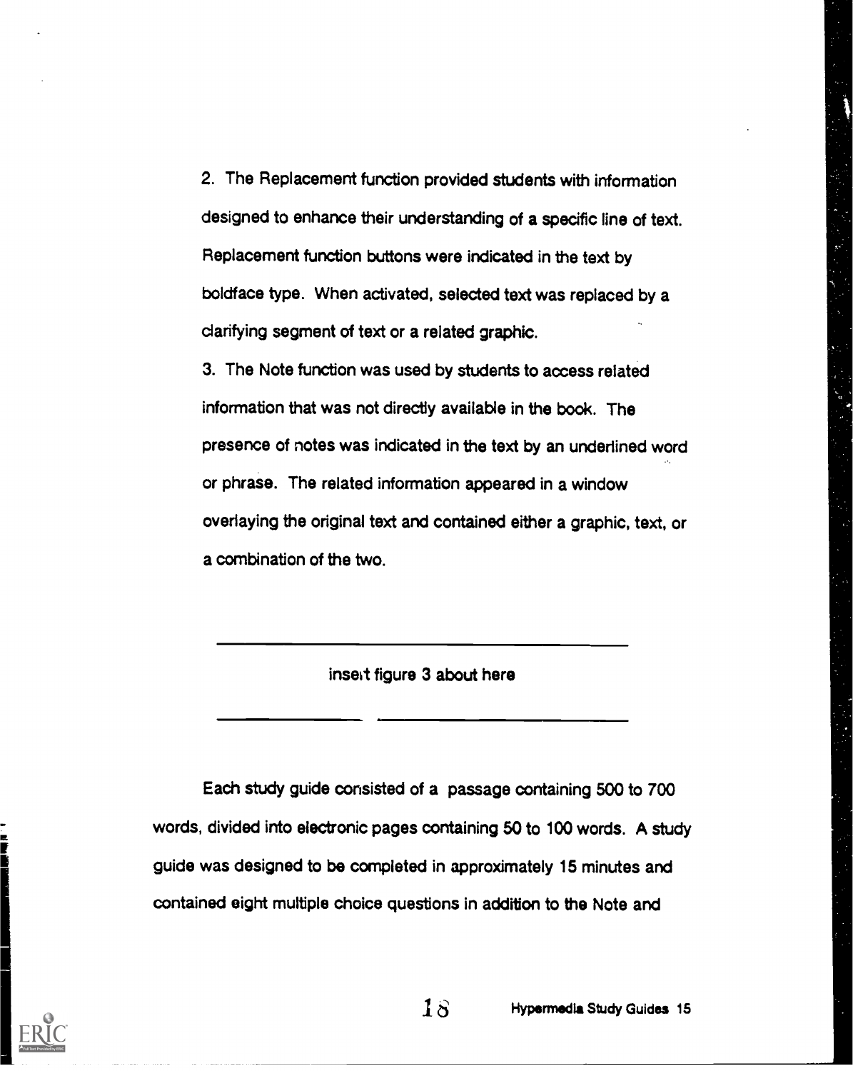2. The Replacement function provided students with information designed to enhance their understanding of a specific line of text. Replacement function buttons were indicated in the text by boldface type. When activated, selected text was replaced by a clarifying segment of text or a related graphic.

3. The Note function was used by students to access related information that was not directly available in the book. The presence of notes was indicated in the text by an underlined word or phrase. The related information appeared in a window overlaying the original text and contained either a graphic, text, or a combination of the two.

---

insert figure 3 about here

---

Each study guide consisted of a passage containing 500 to 700 words, divided into electronic pages containing 50 to 100 words. A study guide was designed to be completed in approximately 15 minutes and contained eight multiple choice questions in addition to the Note and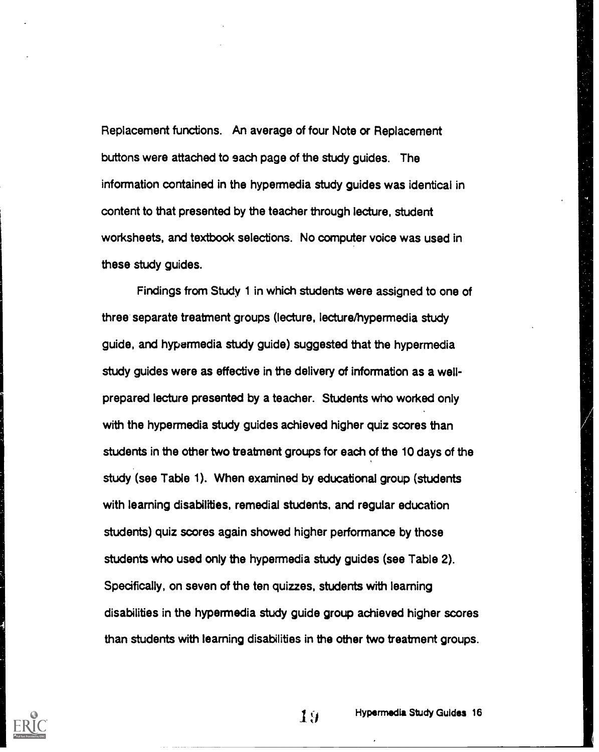Replacement functions. An average of four Note or Replacement buttons were attached to each page of the study guides. The information contained in the hypermedia study guides was identical in content to that presented by the teacher through lecture, student worksheets, and textbook selections. No computer voice was used in these study guides.

Findings from Study 1 in which students were assigned to one of three separate treatment groups (lecture, lecture/hypermedia study guide, and hypermedia study guide) suggested that the hypermedia study guides were as effective in the delivery of information as a well-prepared lecture presented by a teacher. Students who worked only with the hypermedia study guides achieved higher quiz scores than students in the other two treatment groups for each of the 10 days of the study (see Table 1). When examined by educational group (students with learning disabilities, remedial students, and regular education students) quiz scores again showed higher performance by those students who used only the hypermedia study guides (see Table 2). Specifically, on seven of the ten quizzes, students with learning disabilities in the hypermedia study guide group achieved higher scores than students with learning disabilities in the other two treatment groups.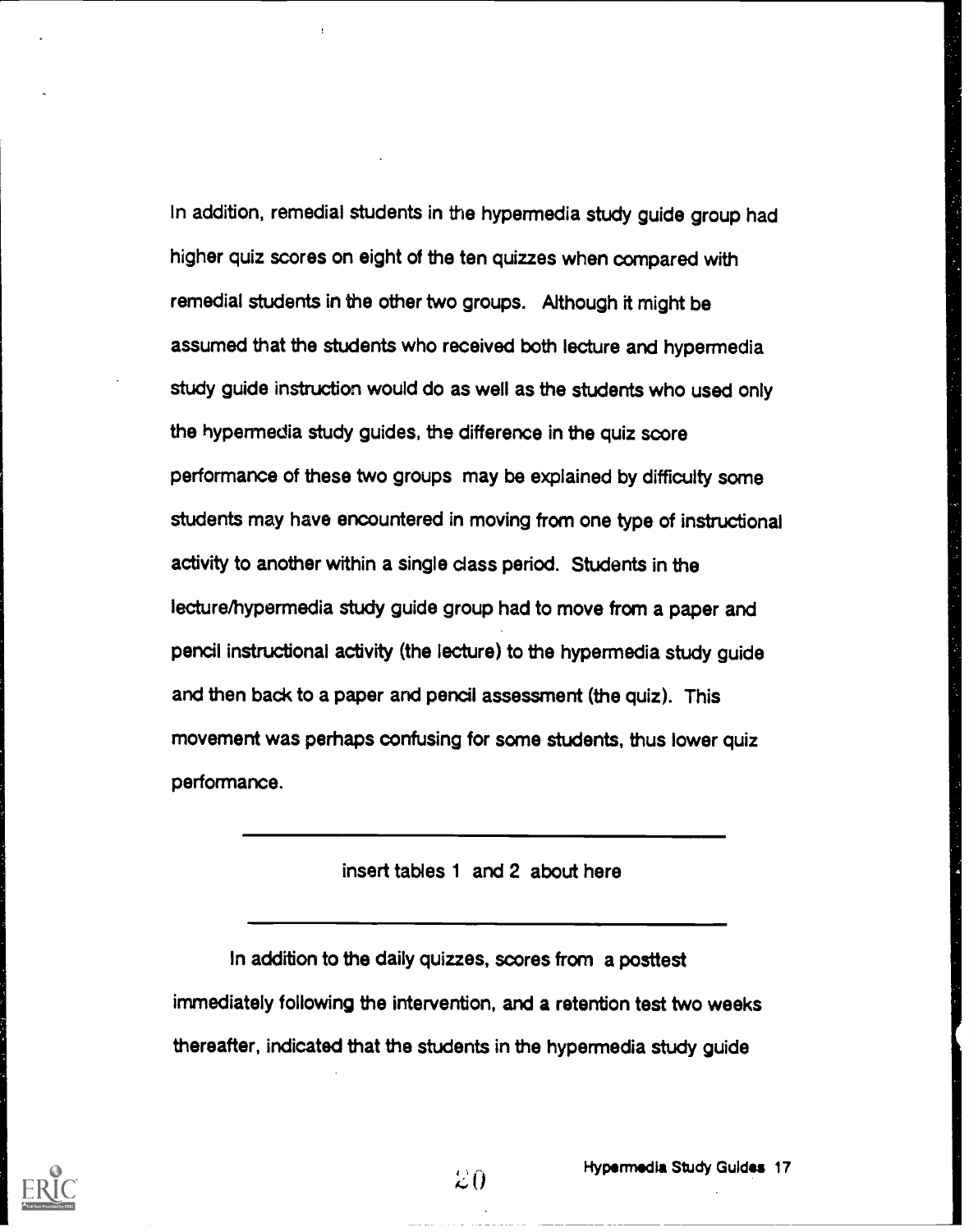In addition, remedial students in the hypermedia study guide group had higher quiz scores on eight of the ten quizzes when compared with remedial students in the other two groups. Although it might be assumed that the students who received both lecture and hypermedia study guide instruction would do as well as the students who used only the hypermedia study guides, the difference in the quiz score performance of these two groups may be explained by difficulty some students may have encountered in moving from one type of instructional activity to another within a single class period. Students in the lecture/hypermedia study guide group had to move from a paper and pencil instructional activity (the lecture) to the hypermedia study guide and then back to a paper and pencil assessment (the quiz). This movement was perhaps confusing for some students, thus lower quiz performance.

---

insert tables 1 and 2 about here

---

In addition to the daily quizzes, scores from a posttest immediately following the intervention, and a retention test two weeks thereafter, indicated that the students in the hypermedia study guide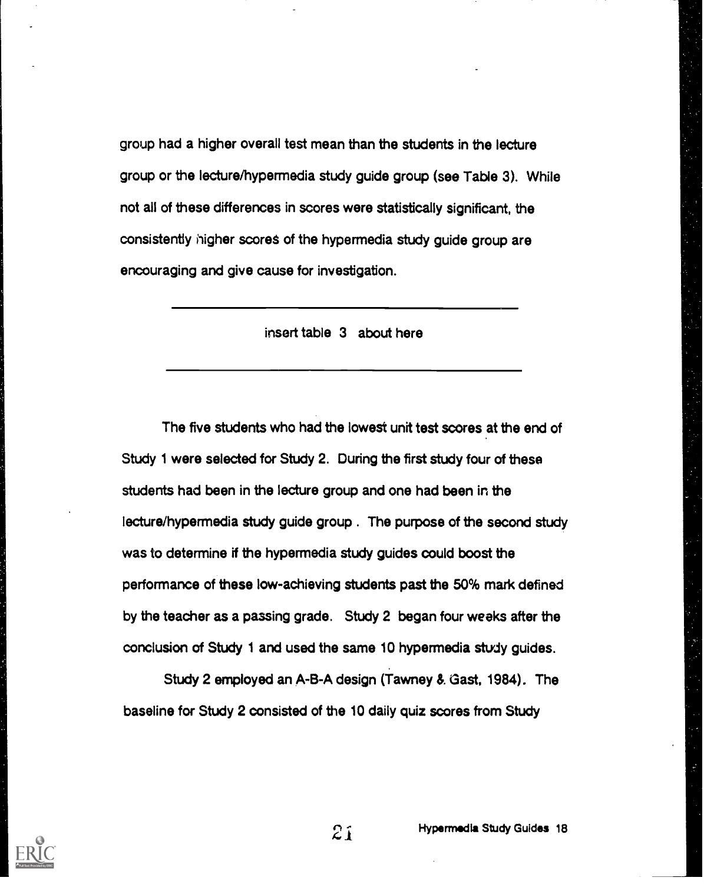group had a higher overall test mean than the students in the lecture group or the lecture/hypermedia study guide group (see Table 3). While not all of these differences in scores were statistically significant, the consistently higher scores of the hypermedia study guide group are encouraging and give cause for investigation.

---

insert table 3 about here

---

The five students who had the lowest unit test scores at the end of Study 1 were selected for Study 2. During the first study four of these students had been in the lecture group and one had been in the lecture/hypermedia study guide group . The purpose of the second study was to determine if the hypermedia study guides could boost the performance of these low-achieving students past the 50% mark defined by the teacher as a passing grade. Study 2 began four weeks after the conclusion of Study 1 and used the same 10 hypermedia study guides.

Study 2 employed an A-B-A design (Tawney & Gast, 1984). The baseline for Study 2 consisted of the 10 daily quiz scores from Study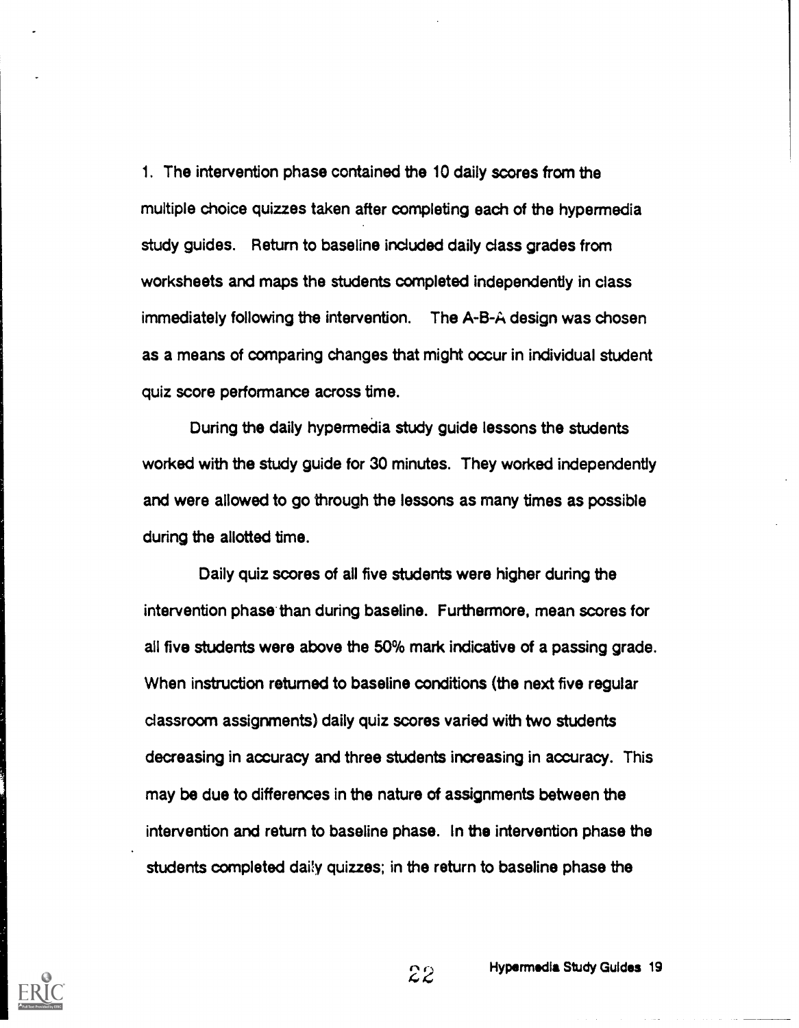1. The intervention phase contained the 10 daily scores from the multiple choice quizzes taken after completing each of the hypermedia study guides. Return to baseline included daily class grades from worksheets and maps the students completed independently in class immediately following the intervention. The A-B-A design was chosen as a means of comparing changes that might occur in individual student quiz score performance across time.

During the daily hypermedia study guide lessons the students worked with the study guide for 30 minutes. They worked independently and were allowed to go through the lessons as many times as possible during the allotted time.

Daily quiz scores of all five students were higher during the intervention phase than during baseline. Furthermore, mean scores for all five students were above the 50% mark indicative of a passing grade. When instruction returned to baseline conditions (the next five regular classroom assignments) daily quiz scores varied with two students decreasing in accuracy and three students increasing in accuracy. This may be due to differences in the nature of assignments between the intervention and return to baseline phase. In the intervention phase the students completed daily quizzes; in the return to baseline phase the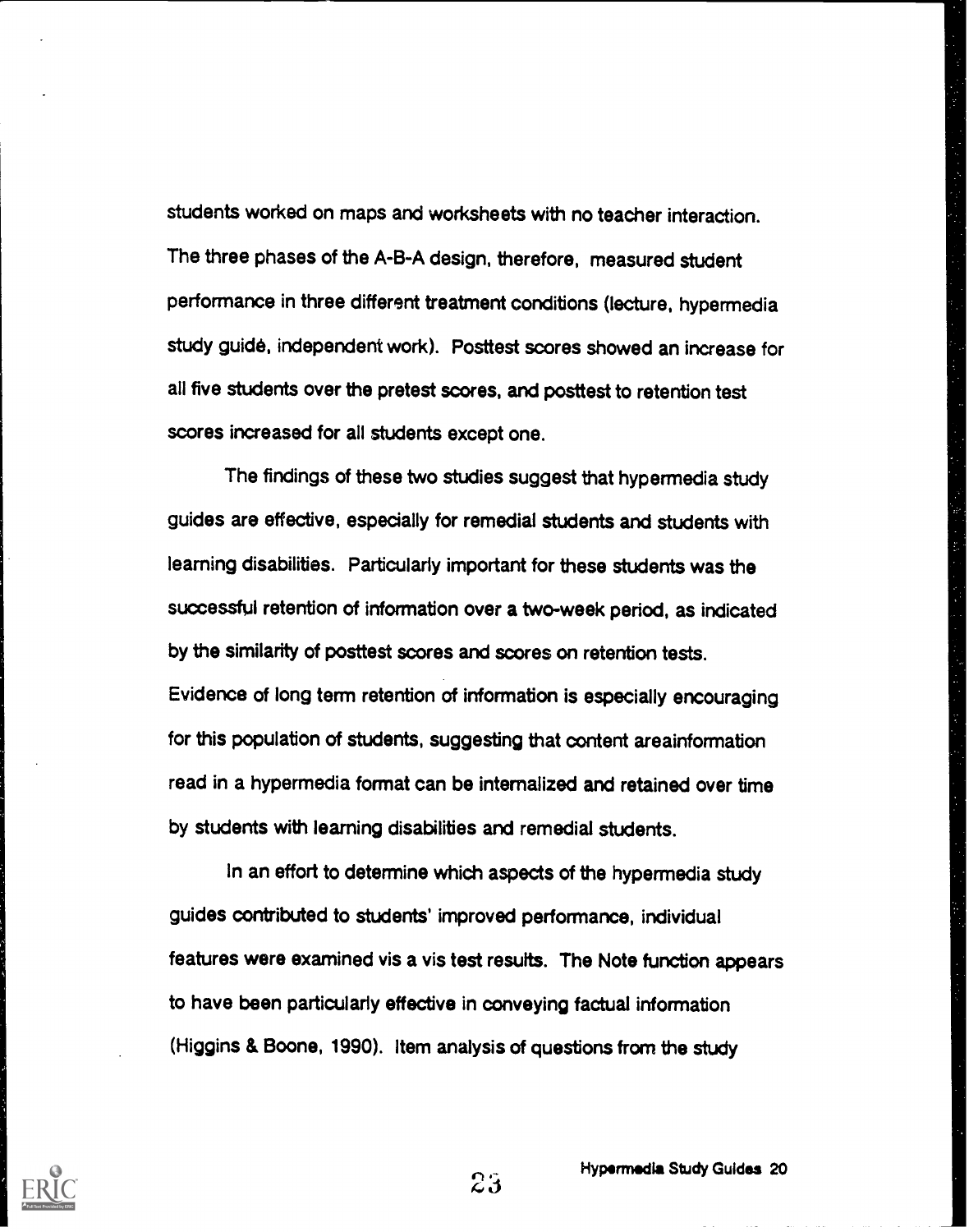students worked on maps and worksheets with no teacher interaction. The three phases of the A-B-A design, therefore, measured student performance in three different treatment conditions (lecture, hypermedia study guide, independent work). Posttest scores showed an increase for all five students over the pretest scores, and posttest to retention test scores increased for all students except one.

The findings of these two studies suggest that hypermedia study guides are effective, especially for remedial students and students with learning disabilities. Particularly important for these students was the successful retention of information over a two-week period, as indicated by the similarity of posttest scores and scores on retention tests. Evidence of long term retention of information is especially encouraging for this population of students, suggesting that content areainformation read in a hypermedia format can be internalized and retained over time by students with learning disabilities and remedial students.

In an effort to determine which aspects of the hypermedia study guides contributed to students' improved performance, individual features were examined vis a vis test results. The Note function appears to have been particularly effective in conveying factual information (Higgins & Boone, 1990). Item analysis of questions from the study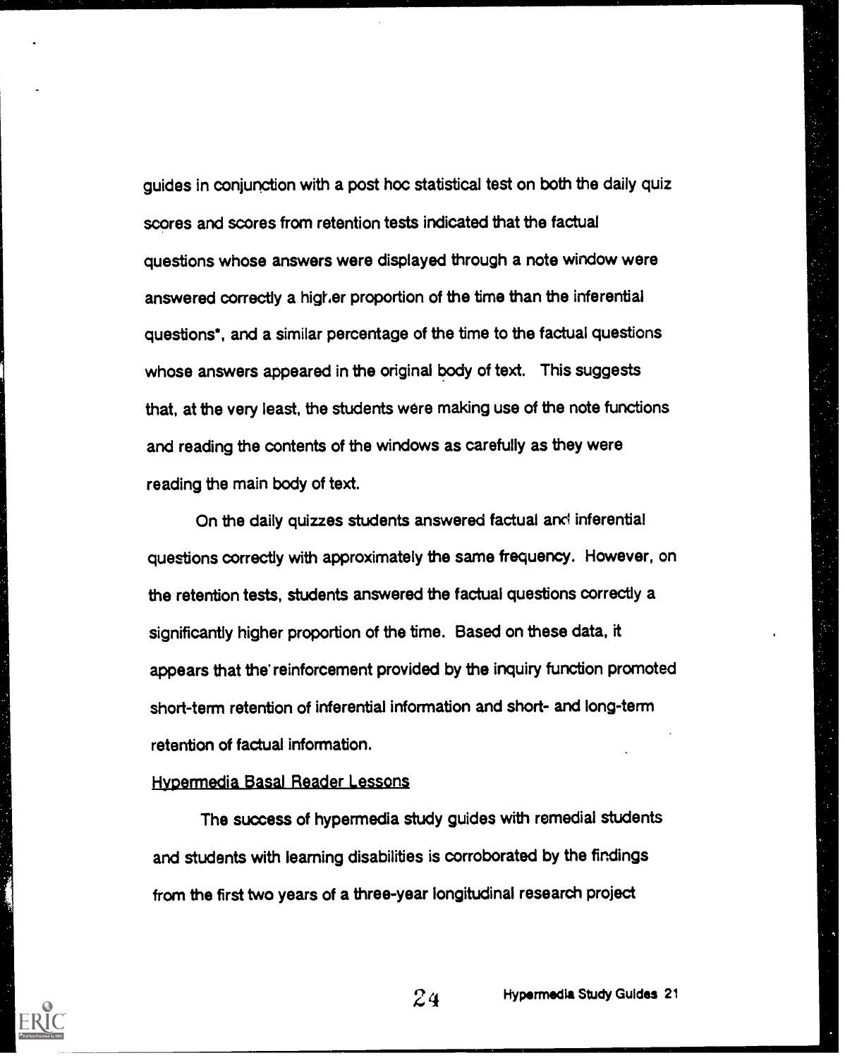guides in conjunction with a post hoc statistical test on both the daily quiz scores and scores from retention tests indicated that the factual questions whose answers were displayed through a note window were answered correctly a higher proportion of the time than the inferential questions*, and a similar percentage of the time to the factual questions whose answers appeared in the original body of text. This suggests that, at the very least, the students were making use of the note functions and reading the contents of the windows as carefully as they were reading the main body of text.

On the daily quizzes students answered factual and inferential questions correctly with approximately the same frequency. However, on the retention tests, students answered the factual questions correctly a significantly higher proportion of the time. Based on these data, it appears that the reinforcement provided by the inquiry function promoted short-term retention of inferential information and short- and long-term retention of factual information.

## Hypermedia Basal Reader Lessons

The success of hypermedia study guides with remedial students and students with learning disabilities is corroborated by the findings from the first two years of a three-year longitudinal research project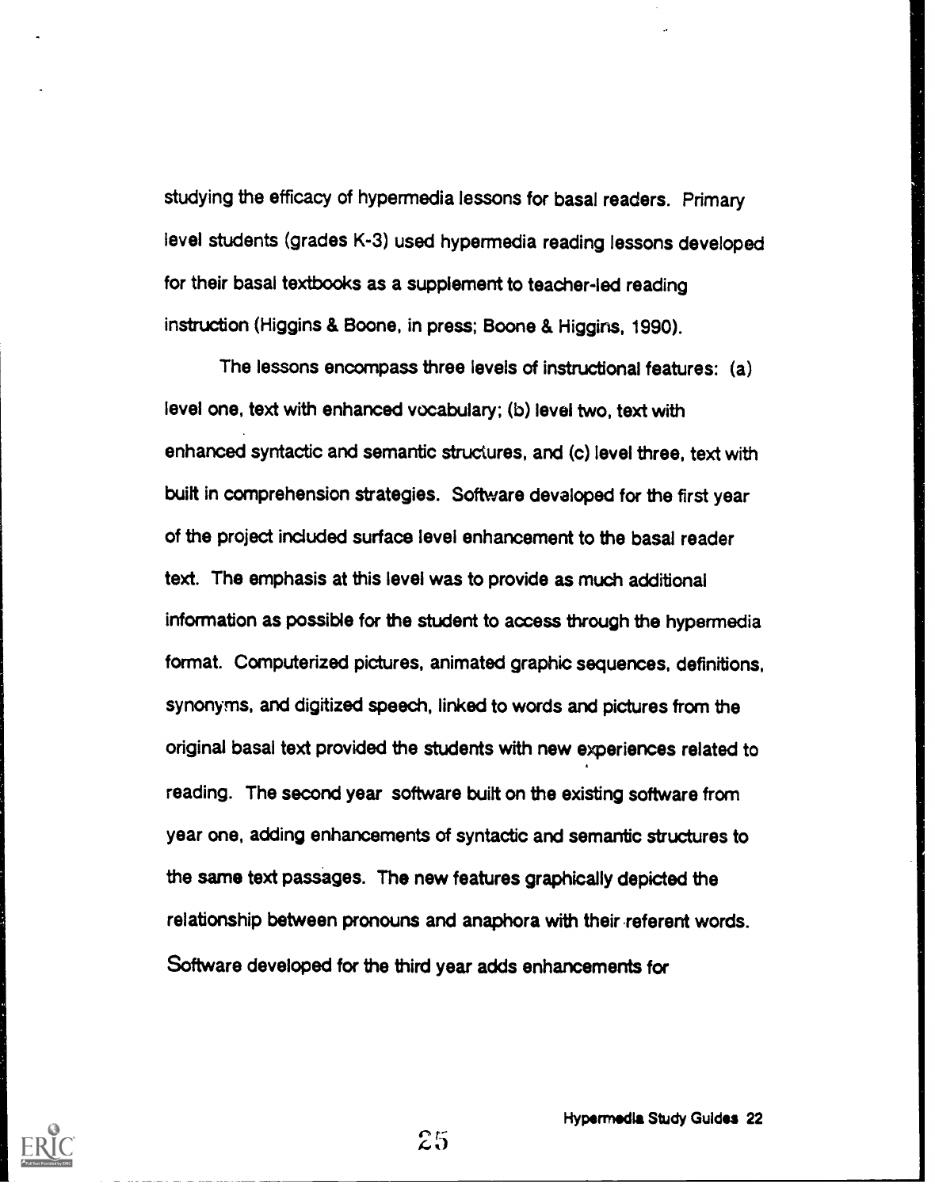studying the efficacy of hypermedia lessons for basal readers. Primary level students (grades K-3) used hypermedia reading lessons developed for their basal textbooks as a supplement to teacher-led reading instruction (Higgins & Boone, in press; Boone & Higgins, 1990).

The lessons encompass three levels of instructional features: (a) level one, text with enhanced vocabulary; (b) level two, text with enhanced syntactic and semantic structures, and (c) level three, text with built in comprehension strategies. Software developed for the first year of the project included surface level enhancement to the basal reader text. The emphasis at this level was to provide as much additional information as possible for the student to access through the hypermedia format. Computerized pictures, animated graphic sequences, definitions, synonyms, and digitized speech, linked to words and pictures from the original basal text provided the students with new experiences related to reading. The second year software built on the existing software from year one, adding enhancements of syntactic and semantic structures to the same text passages. The new features graphically depicted the relationship between pronouns and anaphora with their referent words. Software developed for the third year adds enhancements for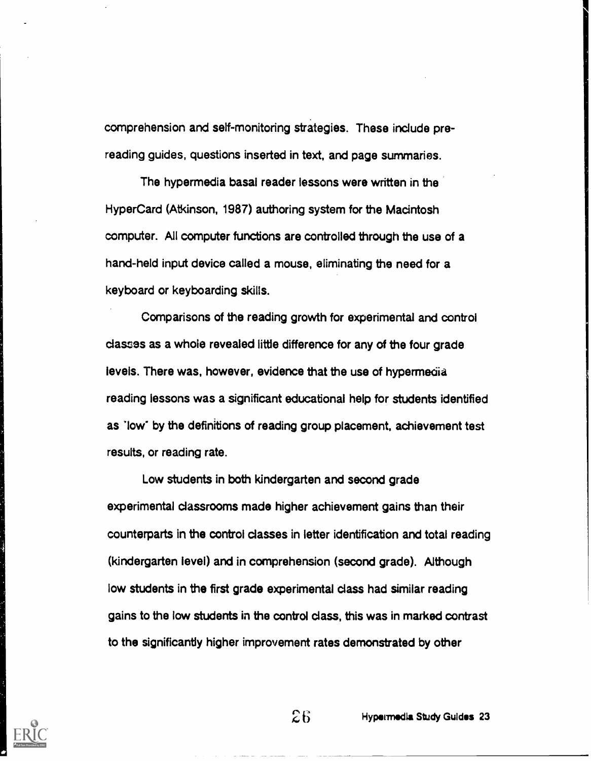comprehension and self-monitoring strategies. These include pre-reading guides, questions inserted in text, and page summaries.

The hypermedia basal reader lessons were written in the HyperCard (Atkinson, 1987) authoring system for the Macintosh computer. All computer functions are controlled through the use of a hand-held input device called a mouse, eliminating the need for a keyboard or keyboarding skills.

Comparisons of the reading growth for experimental and control classes as a whole revealed little difference for any of the four grade levels. There was, however, evidence that the use of hypermedia reading lessons was a significant educational help for students identified as "low" by the definitions of reading group placement, achievement test results, or reading rate.

Low students in both kindergarten and second grade experimental classrooms made higher achievement gains than their counterparts in the control classes in letter identification and total reading (kindergarten level) and in comprehension (second grade). Although low students in the first grade experimental class had similar reading gains to the low students in the control class, this was in marked contrast to the significantly higher improvement rates demonstrated by other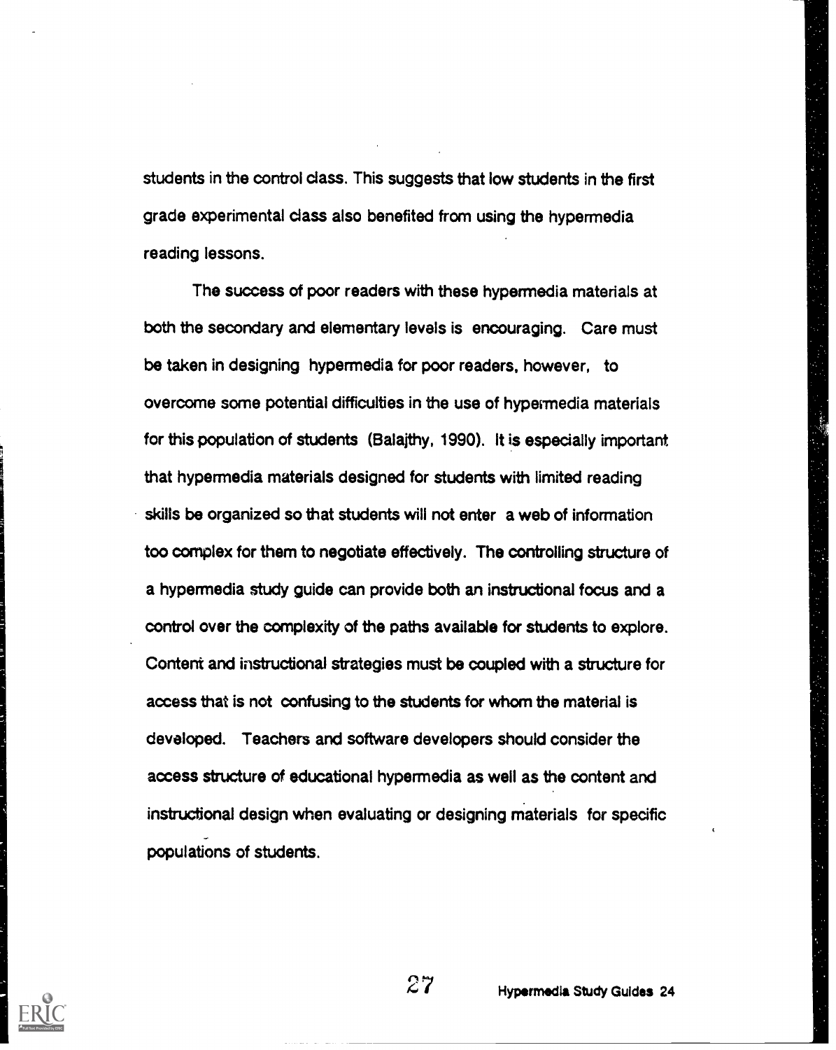students in the control class. This suggests that low students in the first grade experimental class also benefited from using the hypermedia reading lessons.

The success of poor readers with these hypermedia materials at both the secondary and elementary levels is encouraging. Care must be taken in designing hypermedia for poor readers, however, to overcome some potential difficulties in the use of hypermedia materials for this population of students (Balajthy, 1990). It is especially important that hypermedia materials designed for students with limited reading skills be organized so that students will not enter a web of information too complex for them to negotiate effectively. The controlling structure of a hypermedia study guide can provide both an instructional focus and a control over the complexity of the paths available for students to explore. Content and instructional strategies must be coupled with a structure for access that is not confusing to the students for whom the material is developed. Teachers and software developers should consider the access structure of educational hypermedia as well as the content and instructional design when evaluating or designing materials for specific populations of students.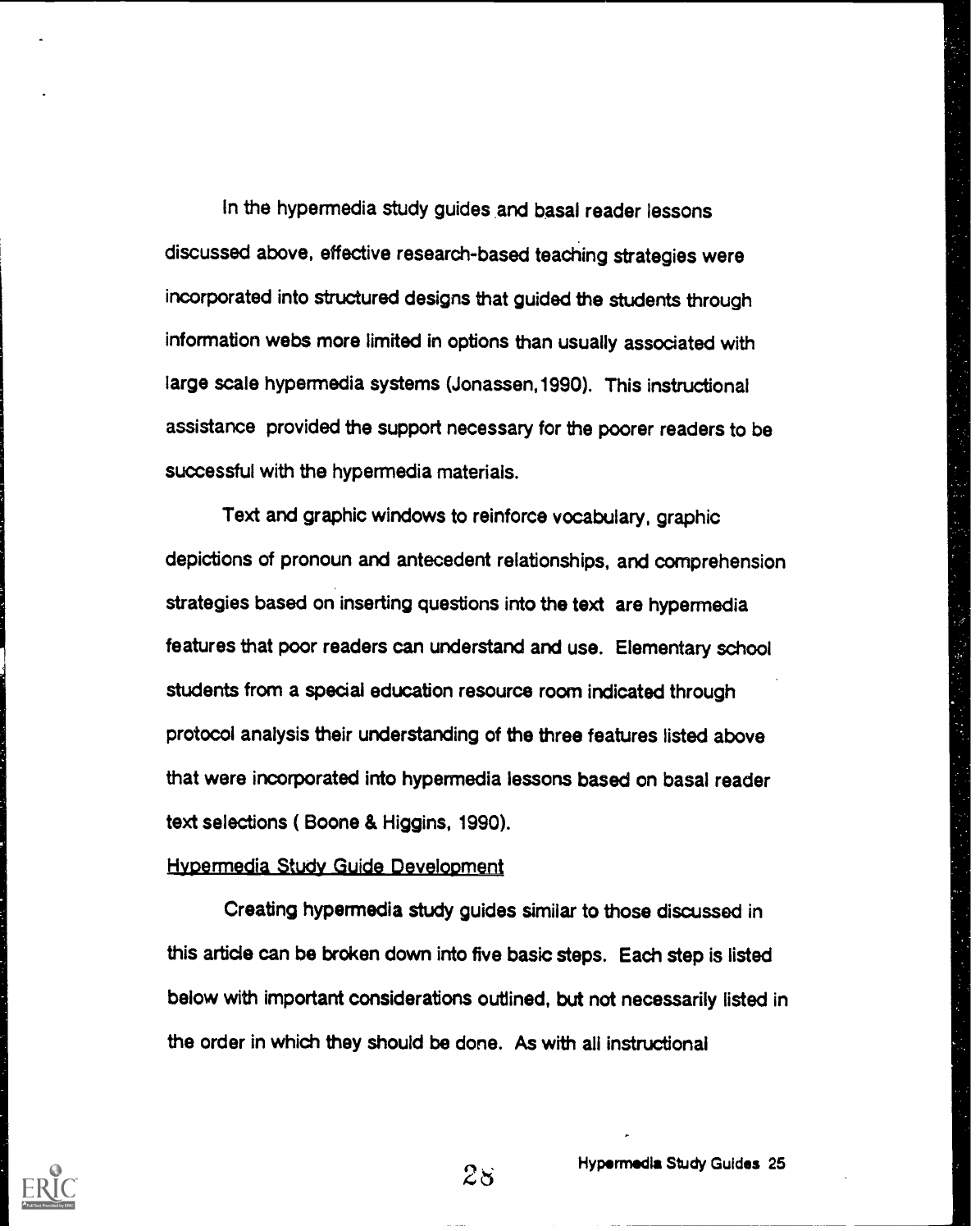In the hypermedia study guides and basal reader lessons discussed above, effective research-based teaching strategies were incorporated into structured designs that guided the students through information webs more limited in options than usually associated with large scale hypermedia systems (Jonassen,1990). This instructional assistance provided the support necessary for the poorer readers to be successful with the hypermedia materials.

Text and graphic windows to reinforce vocabulary, graphic depictions of pronoun and antecedent relationships, and comprehension strategies based on inserting questions into the text are hypermedia features that poor readers can understand and use. Elementary school students from a special education resource room indicated through protocol analysis their understanding of the three features listed above that were incorporated into hypermedia lessons based on basal reader text selections ( Boone & Higgins, 1990).

## Hypermedia Study Guide Development

Creating hypermedia study guides similar to those discussed in this article can be broken down into five basic steps. Each step is listed below with important considerations outlined, but not necessarily listed in the order in which they should be done. As with all instructional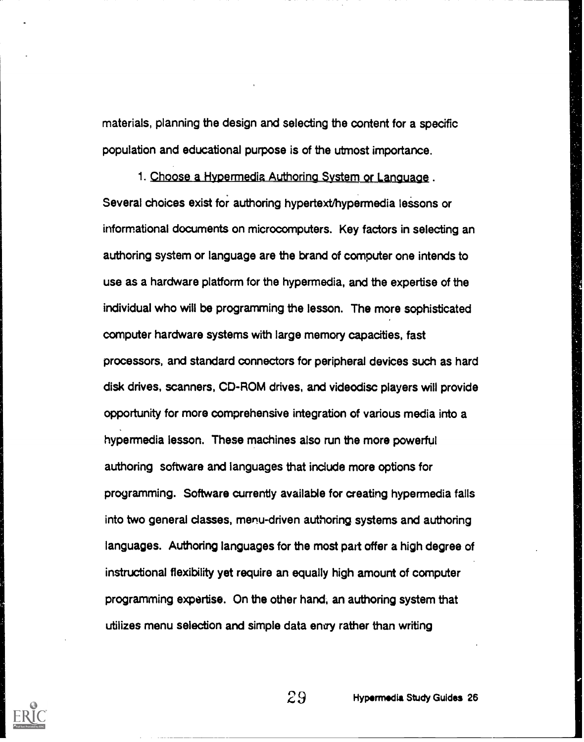materials, planning the design and selecting the content for a specific population and educational purpose is of the utmost importance.

1. Choose a Hypermedia Authoring System or Language . Several choices exist for authoring hypertext/hypermedia lessons or informational documents on microcomputers. Key factors in selecting an authoring system or language are the brand of computer one intends to use as a hardware platform for the hypermedia, and the expertise of the individual who will be programming the lesson. The more sophisticated computer hardware systems with large memory capacities, fast processors, and standard connectors for peripheral devices such as hard disk drives, scanners, CD-ROM drives, and videodisc players will provide opportunity for more comprehensive integration of various media into a hypermedia lesson. These machines also run the more powerful authoring software and languages that include more options for programming. Software currently available for creating hypermedia falls into two general classes, menu-driven authoring systems and authoring languages. Authoring languages for the most part offer a high degree of instructional flexibility yet require an equally high amount of computer programming expertise. On the other hand, an authoring system that utilizes menu selection and simple data entry rather than writing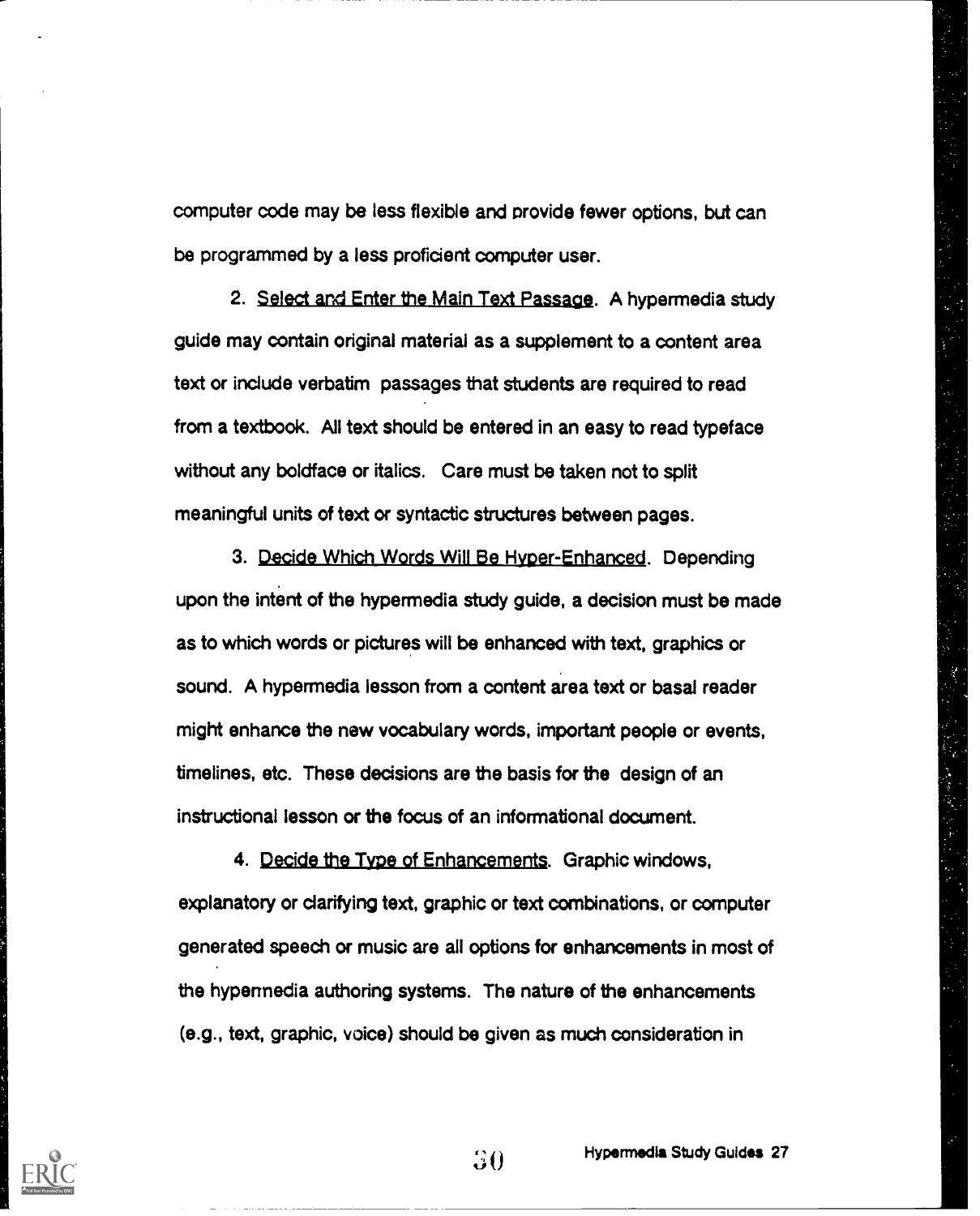computer code may be less flexible and provide fewer options, but can be programmed by a less proficient computer user.

2. Select and Enter the Main Text Passage. A hypermedia study guide may contain original material as a supplement to a content area text or include verbatim passages that students are required to read from a textbook. All text should be entered in an easy to read typeface without any boldface or italics. Care must be taken not to split meaningful units of text or syntactic structures between pages.

3. Decide Which Words Will Be Hyper-Enhanced. Depending upon the intent of the hypermedia study guide, a decision must be made as to which words or pictures will be enhanced with text, graphics or sound. A hypermedia lesson from a content area text or basal reader might enhance the new vocabulary words, important people or events, timelines, etc. These decisions are the basis for the design of an instructional lesson or the focus of an informational document.

4. Decide the Type of Enhancements. Graphic windows, explanatory or clarifying text, graphic or text combinations, or computer generated speech or music are all options for enhancements in most of the hypermedia authoring systems. The nature of the enhancements (e.g., text, graphic, voice) should be given as much consideration in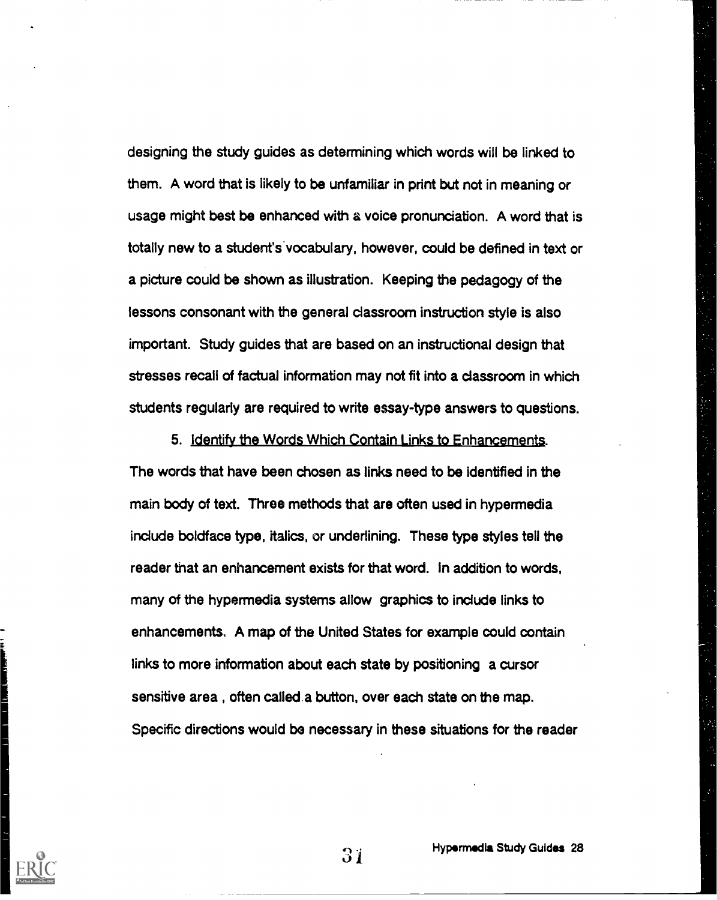designing the study guides as determining which words will be linked to them. A word that is likely to be unfamiliar in print but not in meaning or usage might best be enhanced with a voice pronunciation. A word that is totally new to a student's vocabulary, however, could be defined in text or a picture could be shown as illustration. Keeping the pedagogy of the lessons consonant with the general classroom instruction style is also important. Study guides that are based on an instructional design that stresses recall of factual information may not fit into a classroom in which students regularly are required to write essay-type answers to questions.

5. Identify the Words Which Contain Links to Enhancements. The words that have been chosen as links need to be identified in the main body of text. Three methods that are often used in hypermedia include boldface type, italics, or underlining. These type styles tell the reader that an enhancement exists for that word. In addition to words, many of the hypermedia systems allow graphics to include links to enhancements. A map of the United States for example could contain links to more information about each state by positioning a cursor sensitive area , often called a button, over each state on the map. Specific directions would be necessary in these situations for the reader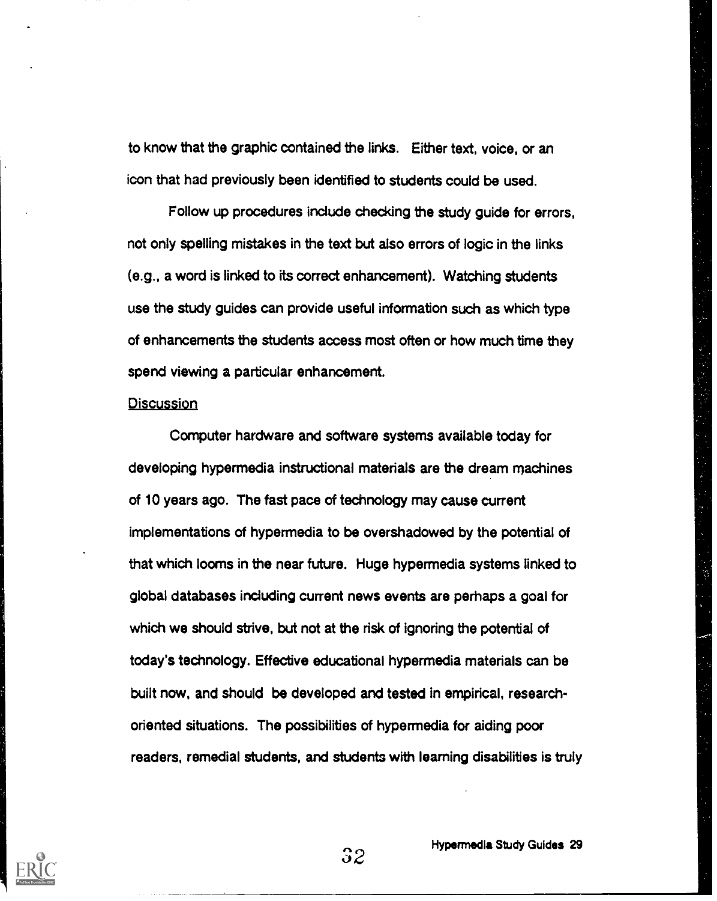to know that the graphic contained the links. Either text, voice, or an icon that had previously been identified to students could be used.

Follow up procedures include checking the study guide for errors, not only spelling mistakes in the text but also errors of logic in the links (e.g., a word is linked to its correct enhancement). Watching students use the study guides can provide useful information such as which type of enhancements the students access most often or how much time they spend viewing a particular enhancement.

## Discussion

Computer hardware and software systems available today for developing hypermedia instructional materials are the dream machines of 10 years ago. The fast pace of technology may cause current implementations of hypermedia to be overshadowed by the potential of that which looms in the near future. Huge hypermedia systems linked to global databases including current news events are perhaps a goal for which we should strive, but not at the risk of ignoring the potential of today's technology. Effective educational hypermedia materials can be built now, and should be developed and tested in empirical, research-oriented situations. The possibilities of hypermedia for aiding poor readers, remedial students, and students with learning disabilities is truly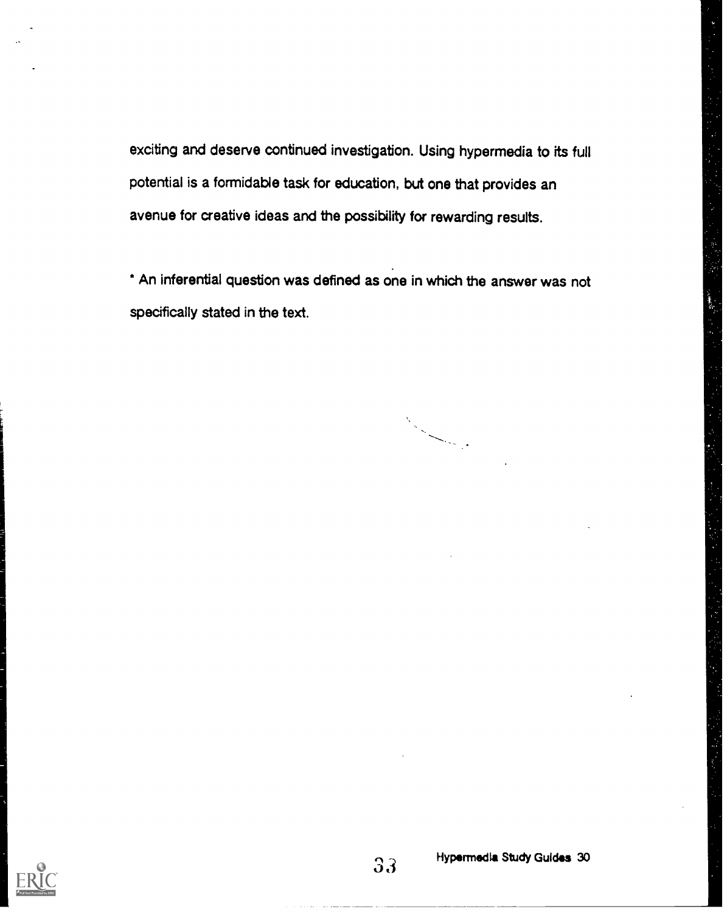exciting and deserve continued investigation. Using hypermedia to its full potential is a formidable task for education, but one that provides an avenue for creative ideas and the possibility for rewarding results.

* An inferential question was defined as one in which the answer was not specifically stated in the text.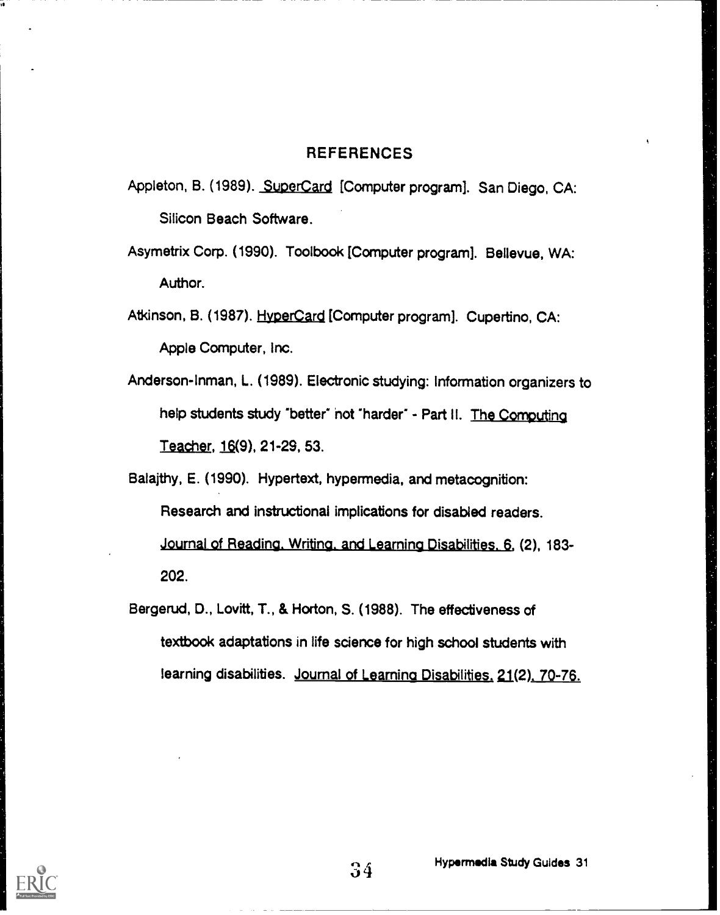# REFERENCES

Appleton, B. (1989). SuperCard [Computer program]. San Diego, CA: Silicon Beach Software.

Asymetrix Corp. (1990). Toolbook [Computer program]. Bellevue, WA: Author.

Atkinson, B. (1987). HyperCard [Computer program]. Cupertino, CA: Apple Computer, Inc.

Anderson-Inman, L. (1989). Electronic studying: Information organizers to help students study "better" not "harder" - Part II. The Computing Teacher, 16(9), 21-29, 53.

Balajthy, E. (1990). Hypertext, hypermedia, and metacognition: Research and instructional implications for disabled readers. Journal of Reading, Writing, and Learning Disabilities, 6, (2), 183-202.

Bergerud, D., Lovitt, T., & Horton, S. (1988). The effectiveness of textbook adaptations in life science for high school students with learning disabilities. Journal of Learning Disabilities, 21(2), 70-76.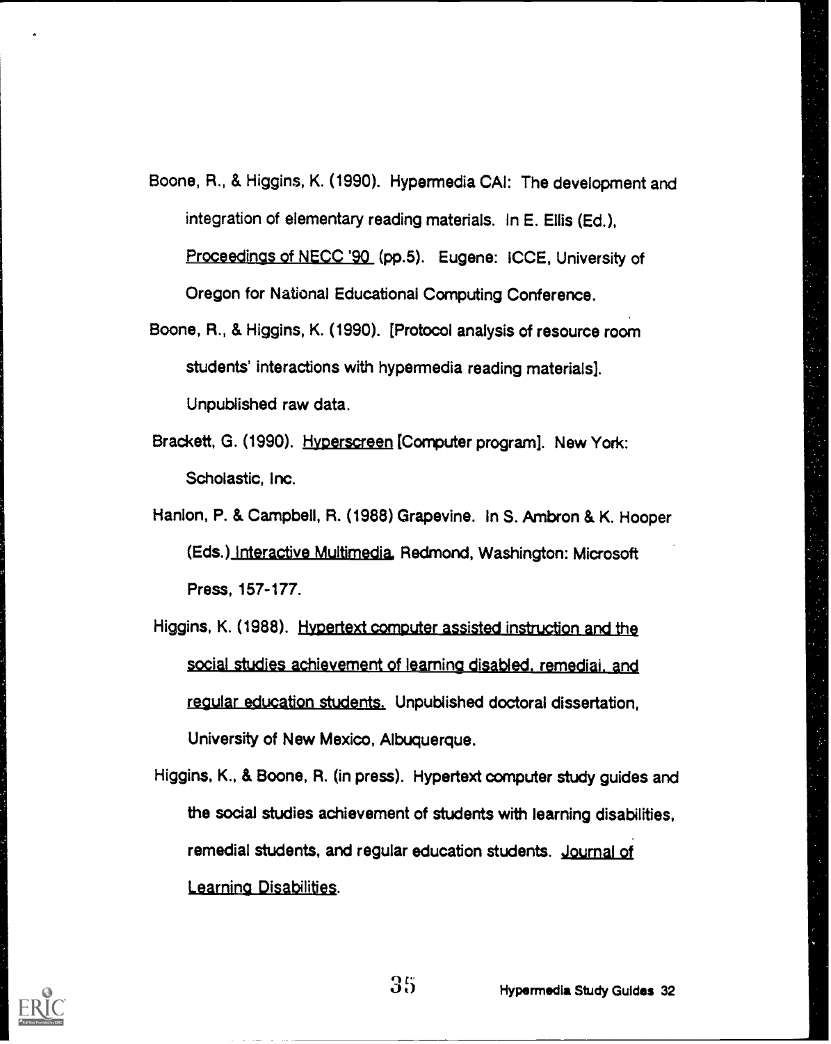Boone, R., & Higgins, K. (1990). Hypermedia CAI: The development and integration of elementary reading materials. In E. Ellis (Ed.), Proceedings of NECC '90 (pp.5). Eugene: ICCE, University of Oregon for National Educational Computing Conference.

Boone, R., & Higgins, K. (1990). [Protocol analysis of resource room students' interactions with hypermedia reading materials]. Unpublished raw data.

Brackett, G. (1990). Hyperscreen [Computer program]. New York: Scholastic, Inc.

Hanlon, P. & Campbell, R. (1988) Grapevine. In S. Ambron & K. Hooper (Eds.) Interactive Multimedia. Redmond, Washington: Microsoft Press, 157-177.

Higgins, K. (1988). Hypertext computer assisted instruction and the social studies achievement of learning disabled, remedial, and regular education students. Unpublished doctoral dissertation, University of New Mexico, Albuquerque.

Higgins, K., & Boone, R. (in press). Hypertext computer study guides and the social studies achievement of students with learning disabilities, remedial students, and regular education students. Journal of Learning Disabilities.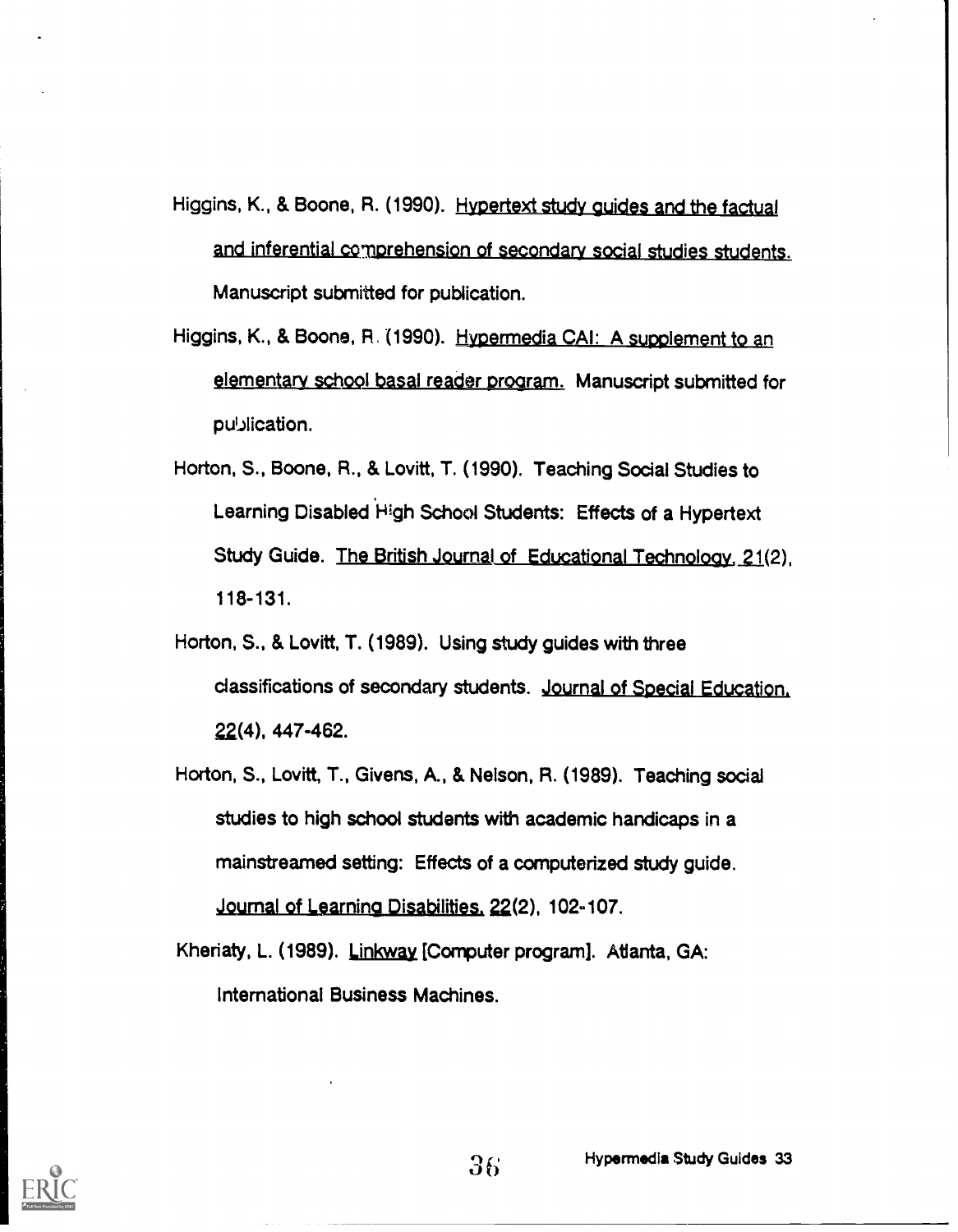Higgins, K., & Boone, R. (1990). Hypertext study guides and the factual and inferential comprehension of secondary social studies students. Manuscript submitted for publication.

Higgins, K., & Boone, R. (1990). Hypermedia CAI: A supplement to an elementary school basal reader program. Manuscript submitted for publication.

Horton, S., Boone, R., & Lovitt, T. (1990). Teaching Social Studies to Learning Disabled High School Students: Effects of a Hypertext Study Guide. The British Journal of Educational Technology, 21(2), 118-131.

Horton, S., & Lovitt, T. (1989). Using study guides with three classifications of secondary students. Journal of Special Education, 22(4), 447-462.

Horton, S., Lovitt, T., Givens, A., & Nelson, R. (1989). Teaching social studies to high school students with academic handicaps in a mainstreamed setting: Effects of a computerized study guide. Journal of Learning Disabilities, 22(2), 102-107.

Kheriaty, L. (1989). Linkway [Computer program]. Atlanta, GA: International Business Machines.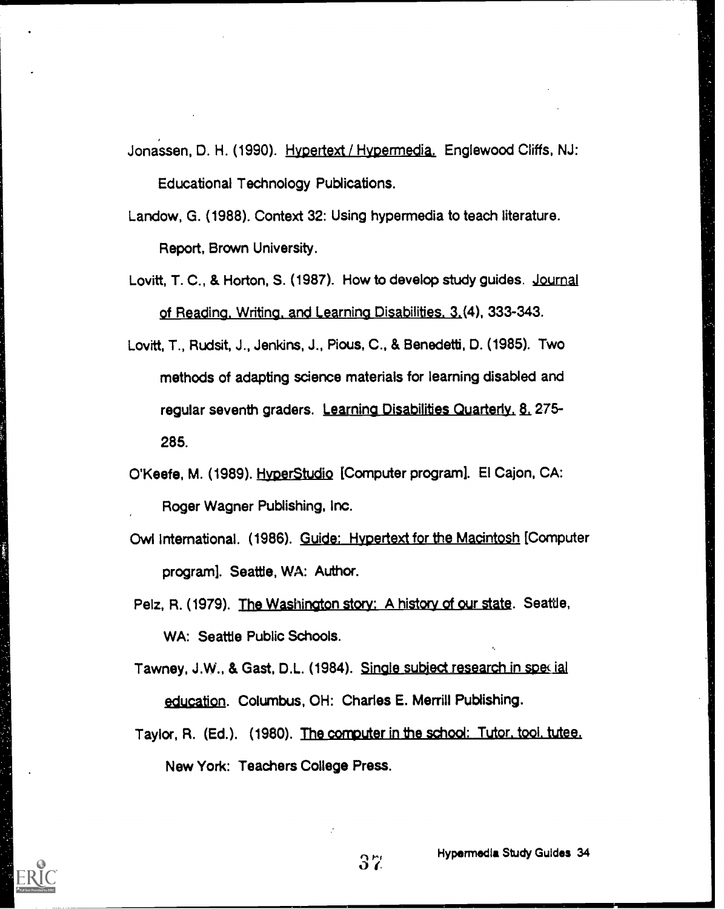Jonassen, D. H. (1990). Hypertext / Hypermedia. Englewood Cliffs, NJ: Educational Technology Publications.

Landow, G. (1988). Context 32: Using hypermedia to teach literature. Report, Brown University.

Lovitt, T. C., & Horton, S. (1987). How to develop study guides. Journal of Reading, Writing, and Learning Disabilities, 3,(4), 333-343.

Lovitt, T., Rudsit, J., Jenkins, J., Pious, C., & Benedetti, D. (1985). Two methods of adapting science materials for learning disabled and regular seventh graders. Learning Disabilities Quarterly, 8, 275-285.

O'Keefe, M. (1989). HyperStudio [Computer program]. El Cajon, CA: Roger Wagner Publishing, Inc.

Owl International. (1986). Guide: Hypertext for the Macintosh [Computer program]. Seattle, WA: Author.

Pelz, R. (1979). The Washington story: A history of our state. Seattle, WA: Seattle Public Schools.

Tawney, J.W., & Gast, D.L. (1984). Single subject research in special education. Columbus, OH: Charles E. Merrill Publishing.

Taylor, R. (Ed.). (1980). The computer in the school: Tutor, tool, tutee. New York: Teachers College Press.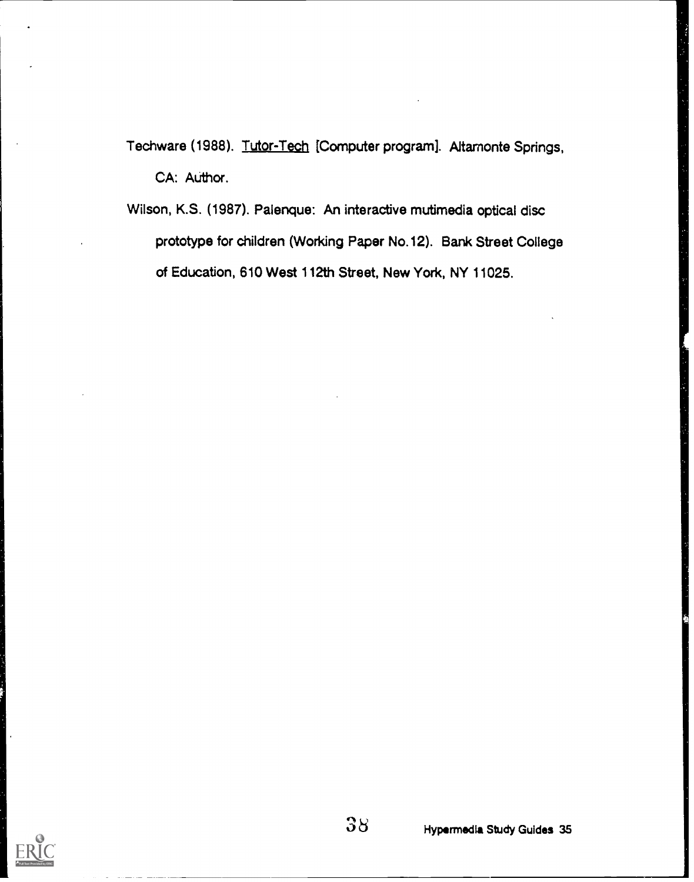Techware (1988). Tutor-Tech [Computer program]. Altamonte Springs, CA: Author.

Wilson, K.S. (1987). Palenque: An interactive mutimedia optical disc prototype for children (Working Paper No.12). Bank Street College of Education, 610 West 112th Street, New York, NY 11025.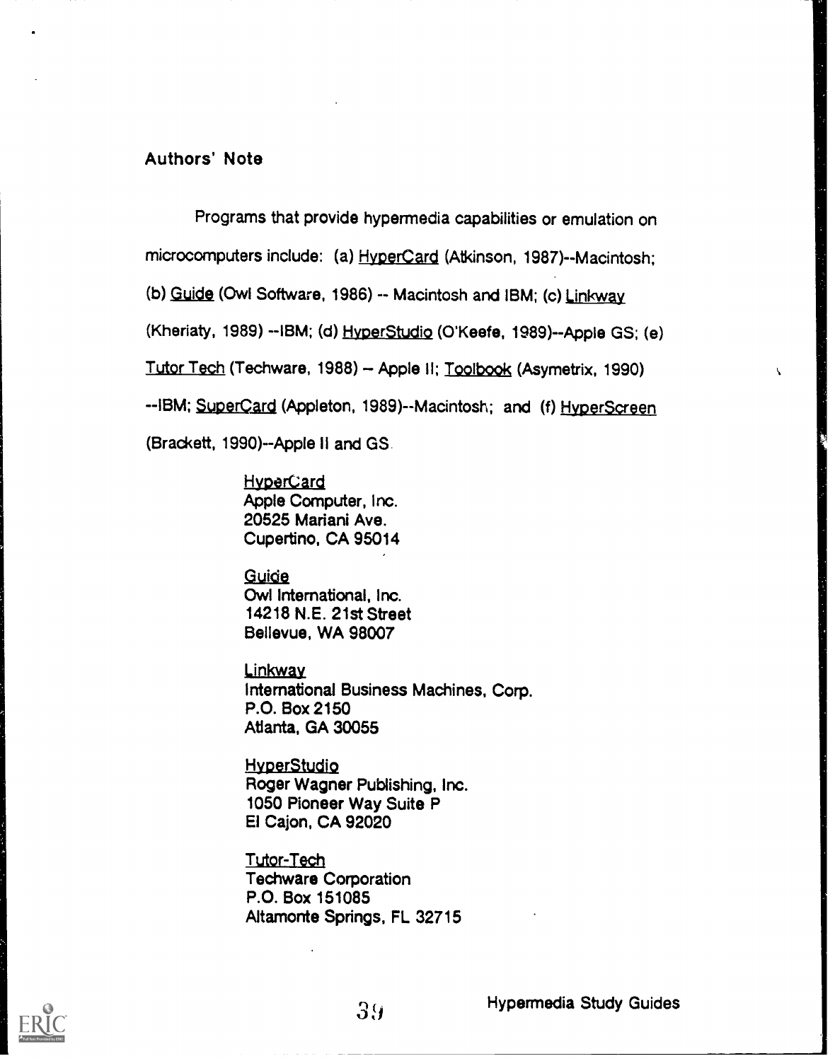## Authors' Note

Programs that provide hypermedia capabilities or emulation on microcomputers include: (a) HyperCard (Atkinson, 1987)--Macintosh; (b) Guide (Owl Software, 1986) -- Macintosh and IBM; (c) Linkway (Kheriaty, 1989) --IBM; (d) HyperStudio (O'Keefe, 1989)--Apple GS; (e) Tutor Tech (Techware, 1988) -- Apple II; Toolbook (Asymetrix, 1990) --IBM; SuperCard (Appleton, 1989)--Macintosh; and (f) HyperScreen (Brackett, 1990)--Apple II and GS.

HyperCard
Apple Computer, Inc.
20525 Mariani Ave.
Cupertino, CA 95014

Guide
Owl International, Inc.
14218 N.E. 21st Street
Bellevue, WA 98007

Linkway
International Business Machines, Corp.
P.O. Box 2150
Atlanta, GA 30055

HyperStudio
Roger Wagner Publishing, Inc.
1050 Pioneer Way Suite P
El Cajon, CA 92020

Tutor-Tech
Techware Corporation
P.O. Box 151085
Altamonte Springs, FL 32715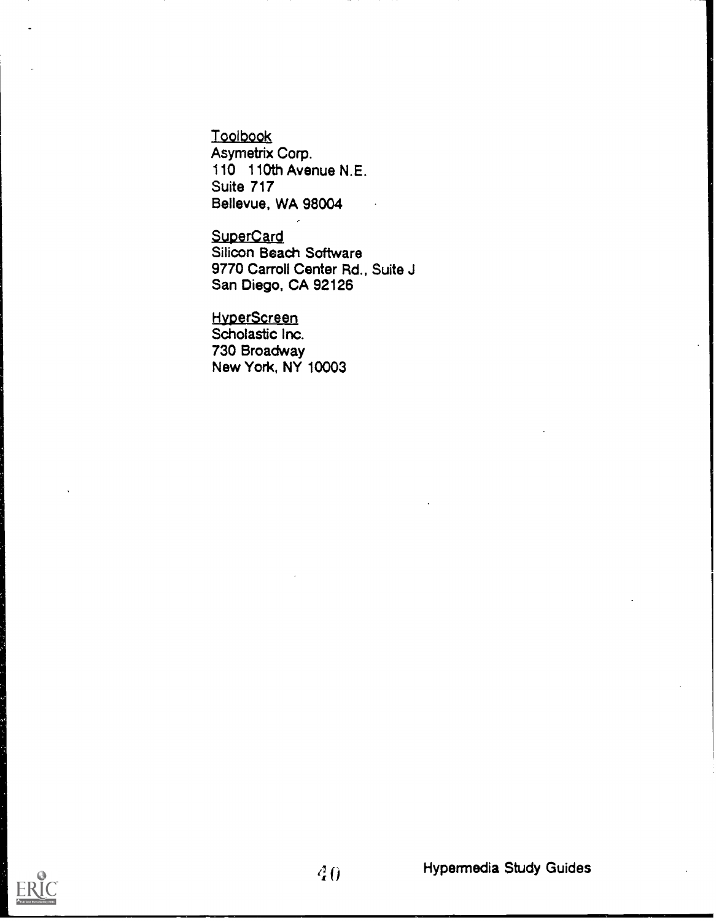Toolbook
Asymetrix Corp.
110 110th Avenue N.E.
Suite 717
Bellevue, WA 98004

SuperCard
Silicon Beach Software
9770 Carroll Center Rd., Suite J
San Diego, CA 92126

HyperScreen
Scholastic Inc.
730 Broadway
New York, NY 10003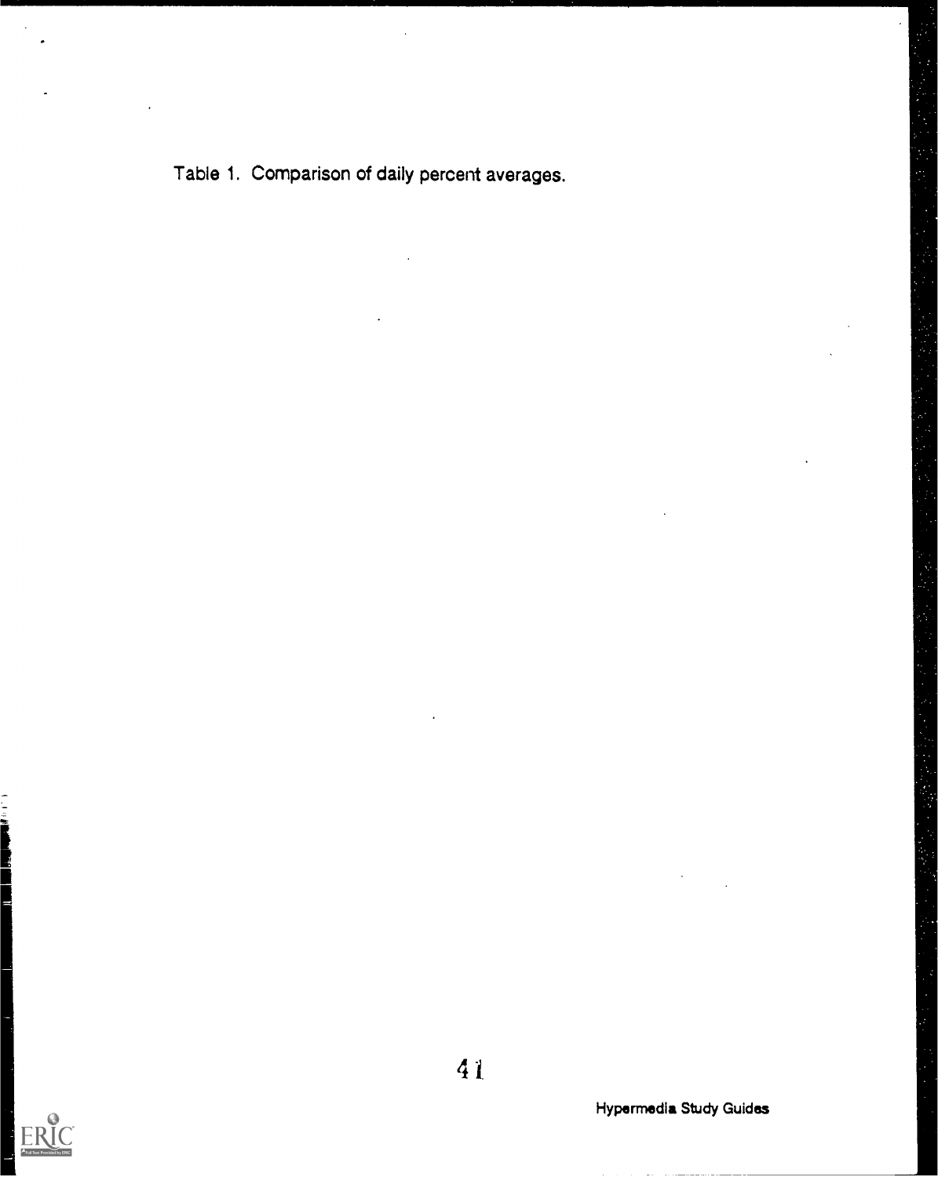Table 1. Comparison of daily percent averages.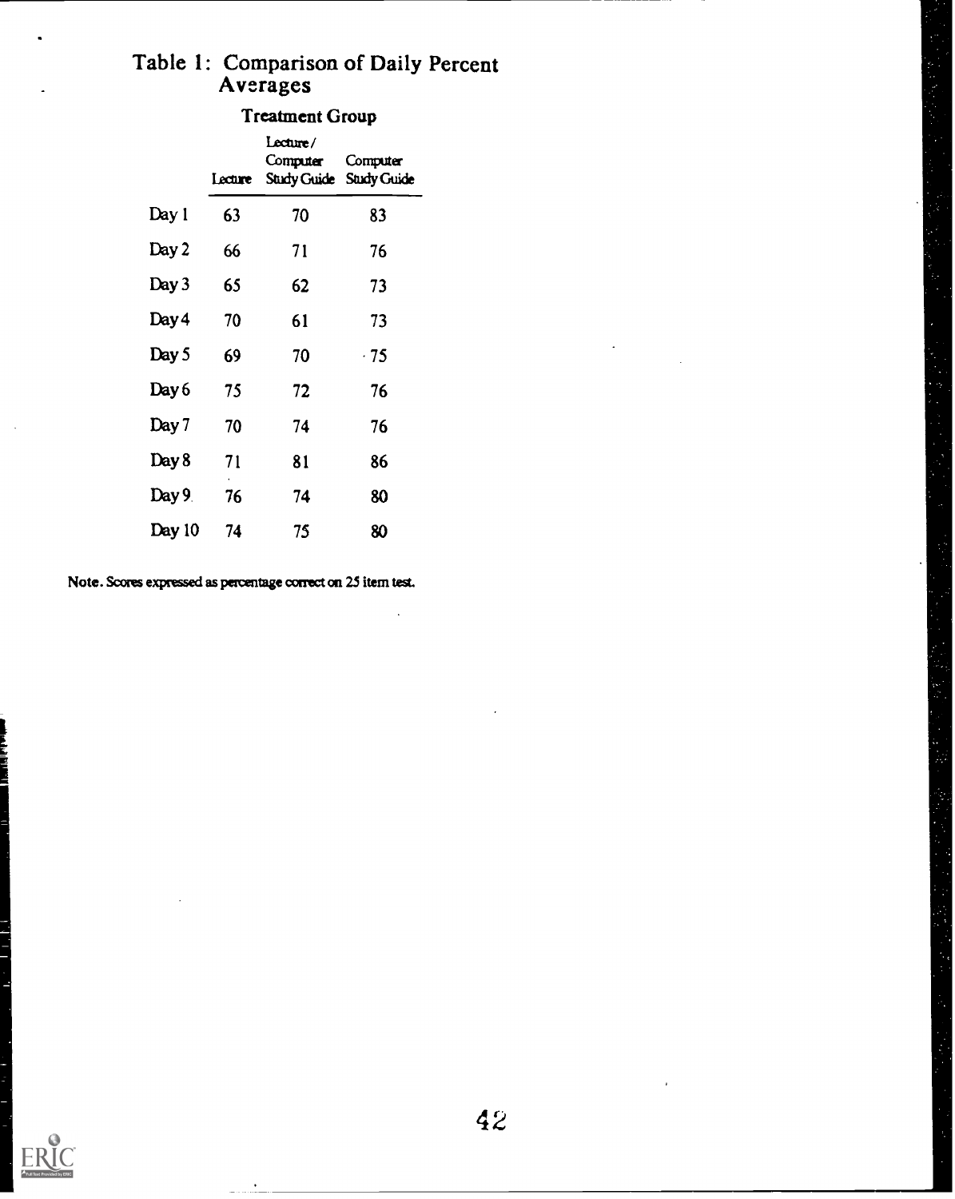## Table 1: Comparison of Daily Percent Averages

| | Treatment Group | | |
|---|---|---|---|
| | Lecture | Lecture / Computer Study Guide | Computer Study Guide |
| Day 1 | 63 | 70 | 83 |
| Day 2 | 66 | 71 | 76 |
| Day 3 | 65 | 62 | 73 |
| Day 4 | 70 | 61 | 73 |
| Day 5 | 69 | 70 | 75 |
| Day 6 | 75 | 72 | 76 |
| Day 7 | 70 | 74 | 76 |
| Day 8 | 71 | 81 | 86 |
| Day 9 | 76 | 74 | 80 |
| Day 10 | 74 | 75 | 80 |

Note. Scores expressed as percentage correct on 25 item test.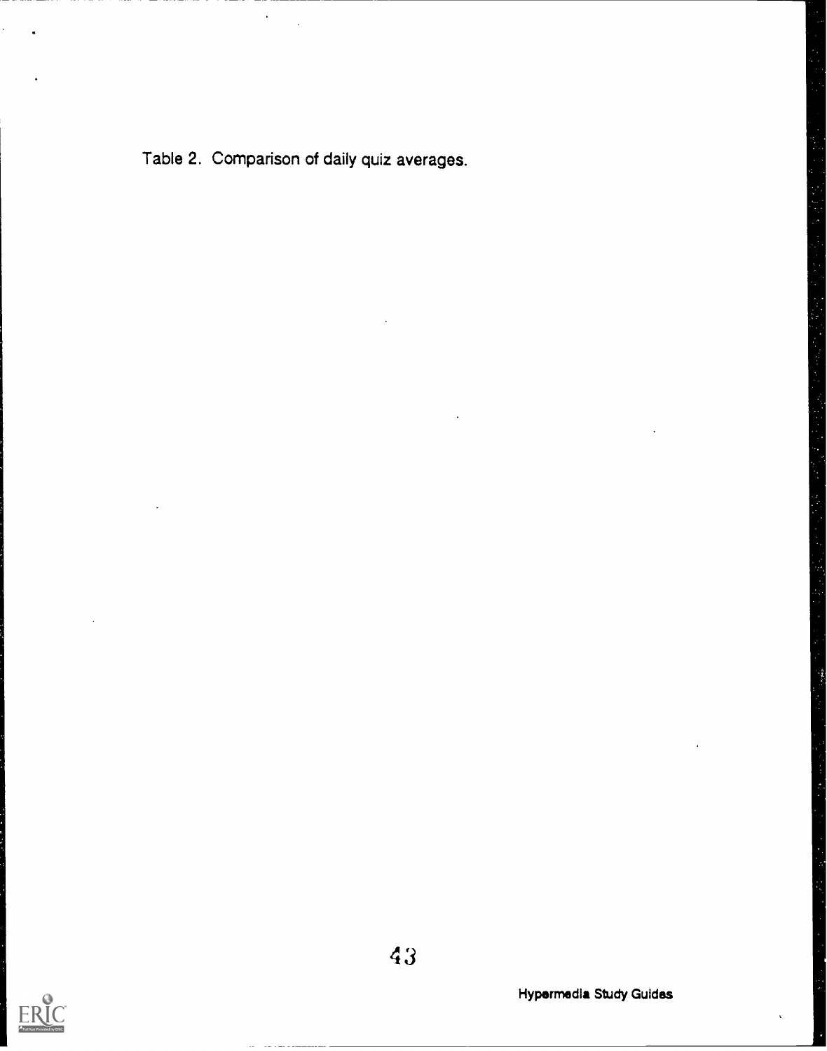Table 2. Comparison of daily quiz averages.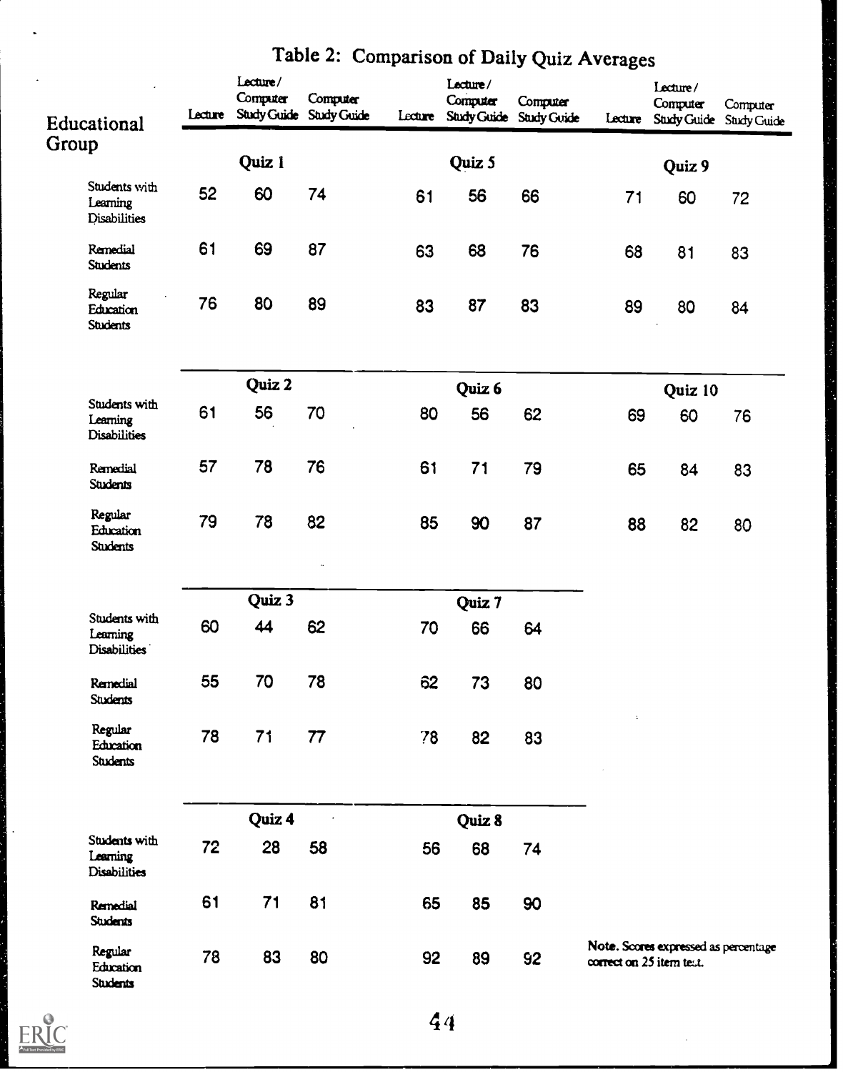# Table 2: Comparison of Daily Quiz Averages

| Educational Group | Lecture | Lecture / Computer Study Guide | Computer Study Guide | Lecture | Lecture / Computer Study Guide | Computer Study Guide | Lecture | Lecture / Computer Study Guide | Computer Study Guide |
|---|---|---|---|---|---|---|---|---|---|
| | | **Quiz 1** | | | **Quiz 5** | | | **Quiz 9** | |
| Students with Learning Disabilities | 52 | 60 | 74 | 61 | 56 | 66 | 71 | 60 | 72 |
| Remedial Students | 61 | 69 | 87 | 63 | 68 | 76 | 68 | 81 | 83 |
| Regular Education Students | 76 | 80 | 89 | 83 | 87 | 83 | 89 | 80 | 84 |
| | | **Quiz 2** | | | **Quiz 6** | | | **Quiz 10** | |
| Students with Learning Disabilities | 61 | 56 | 70 | 80 | 56 | 62 | 69 | 60 | 76 |
| Remedial Students | 57 | 78 | 76 | 61 | 71 | 79 | 65 | 84 | 83 |
| Regular Education Students | 79 | 78 | 82 | 85 | 90 | 87 | 88 | 82 | 80 |
| | | **Quiz 3** | | | **Quiz 7** | | | | |
| Students with Learning Disabilities | 60 | 44 | 62 | 70 | 66 | 64 | | | |
| Remedial Students | 55 | 70 | 78 | 62 | 73 | 80 | | | |
| Regular Education Students | 78 | 71 | 77 | 78 | 82 | 83 | | | |
| | | **Quiz 4** | | | **Quiz 8** | | | | |
| Students with Learning Disabilities | 72 | 28 | 58 | 56 | 68 | 74 | | | |
| Remedial Students | 61 | 71 | 81 | 65 | 85 | 90 | | | |
| Regular Education Students | 78 | 83 | 80 | 92 | 89 | 92 | | | |

**Note.** Scores expressed as percentage correct on 25 item test.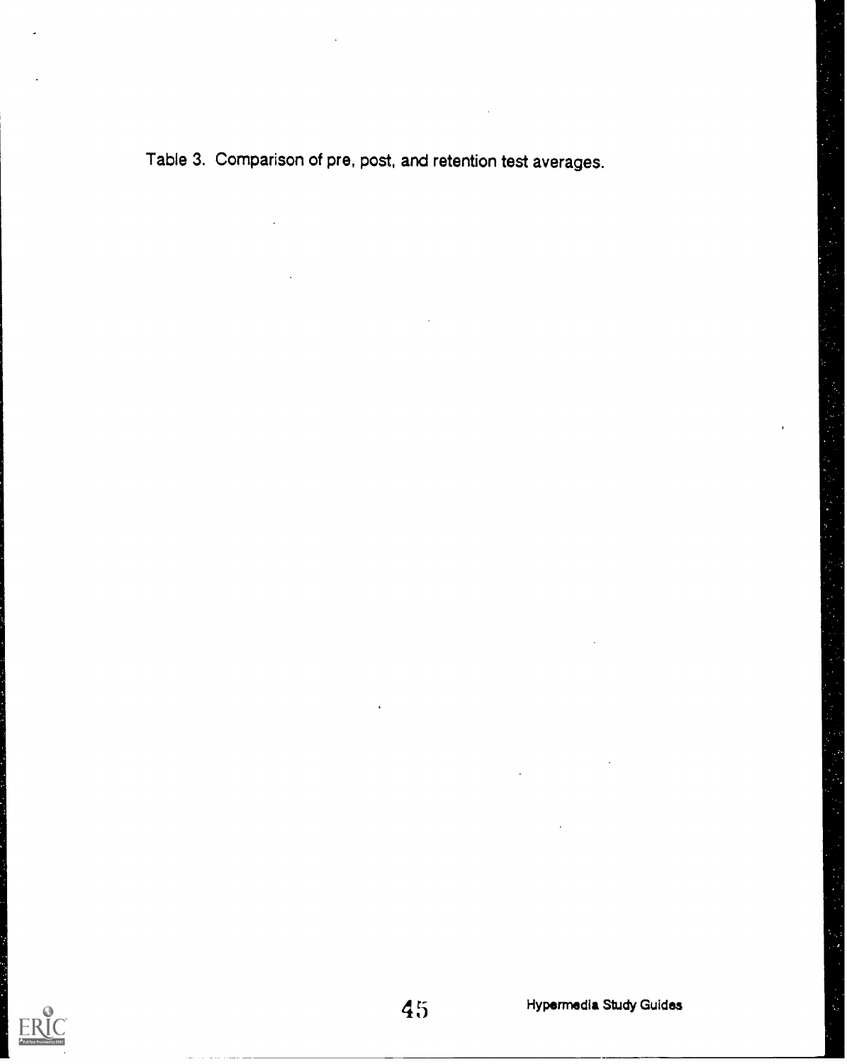Table 3. Comparison of pre, post, and retention test averages.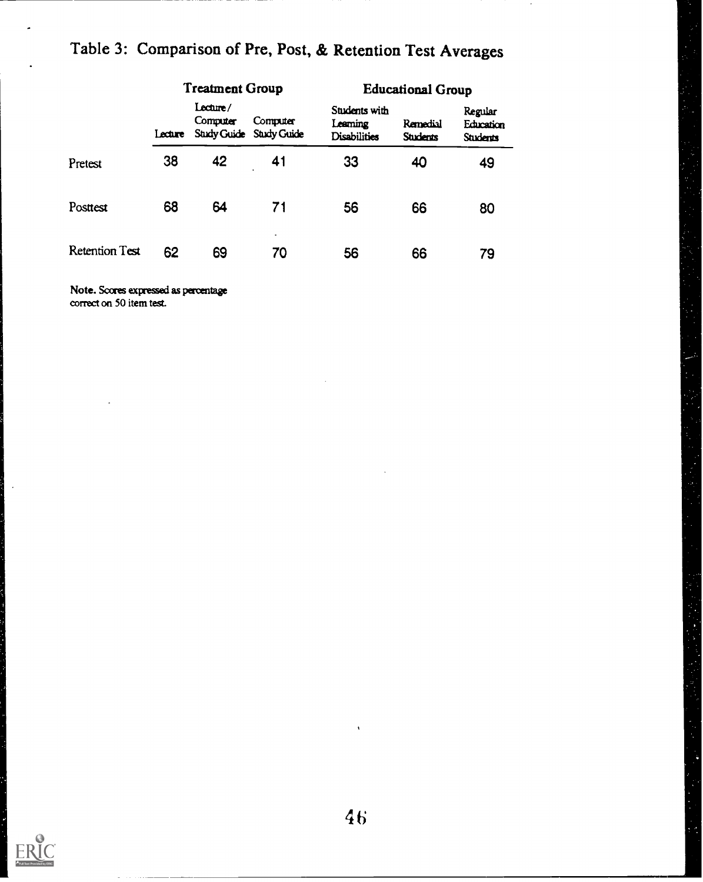## Table 3: Comparison of Pre, Post, & Retention Test Averages

| | Treatment Group | | | Educational Group | | |
|---|---|---|---|---|---|---|
| | Lecture | Lecture / Computer Study Guide | Computer Study Guide | Students with Learning Disabilities | Remedial Students | Regular Education Students |
| Pretest | 38 | 42 | 41 | 33 | 40 | 49 |
| Posttest | 68 | 64 | 71 | 56 | 66 | 80 |
| Retention Test | 62 | 69 | 70 | 56 | 66 | 79 |

**Note.** Scores expressed as percentage correct on 50 item test.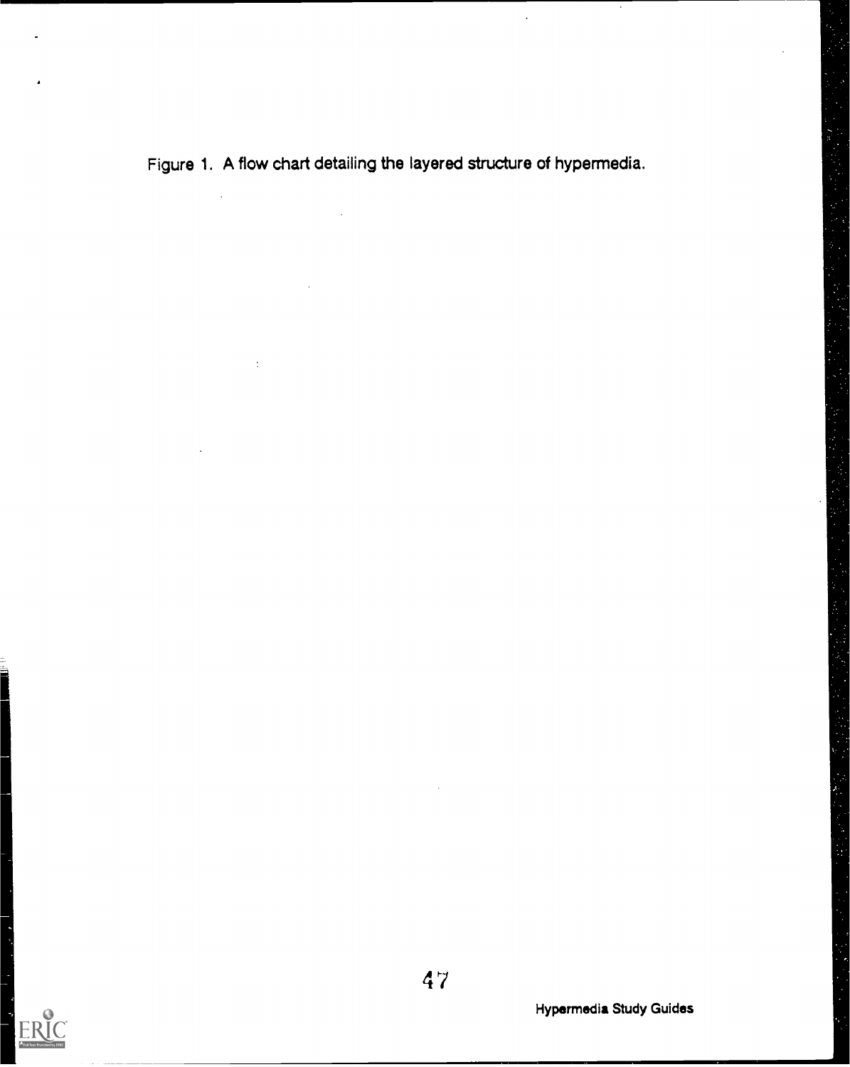Figure 1. A flow chart detailing the layered structure of hypermedia.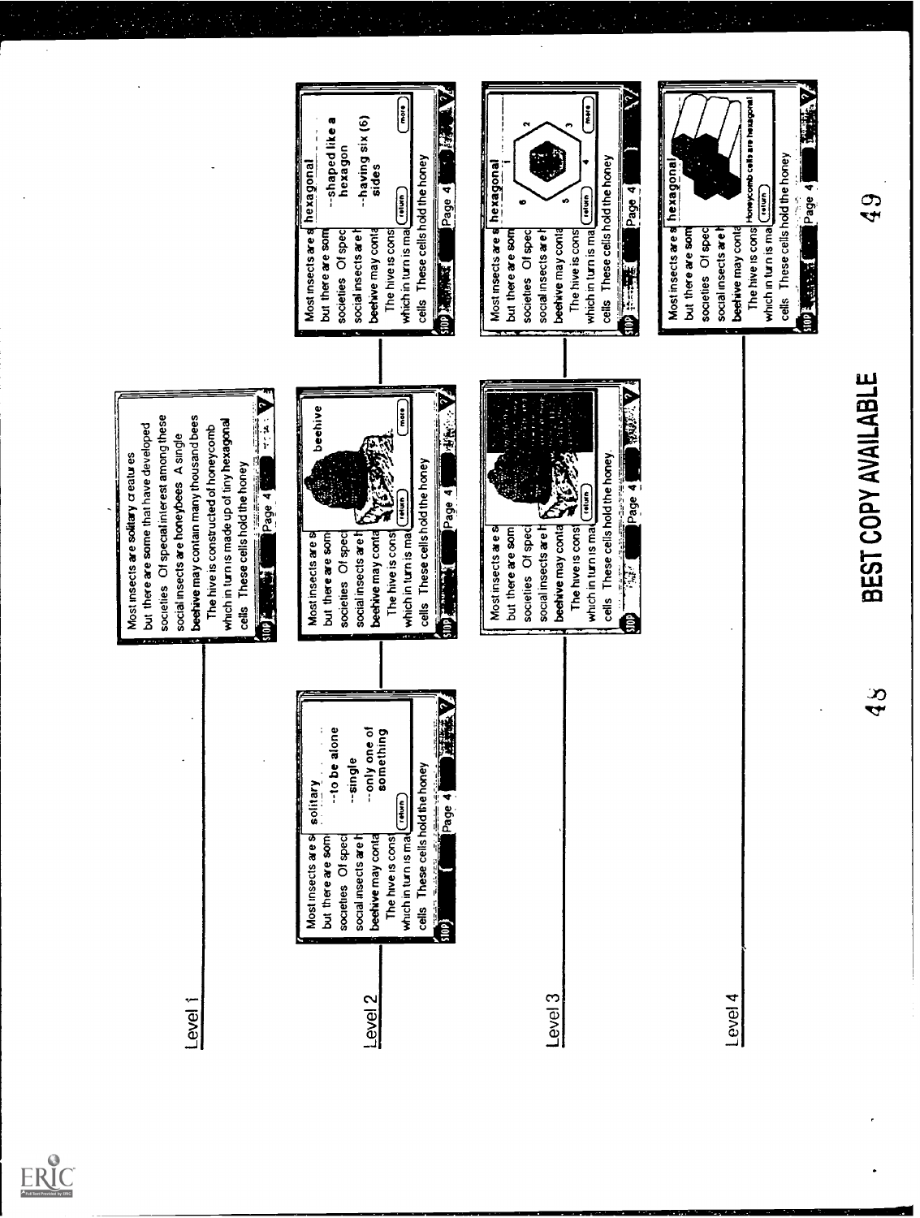Level 1

Most insects are solitary creatures but there are some that have developed societies. Of special interest among these social insects are honeybees. A single beehive may contain many thousand bees. The hive is constructed of honeycomb which in turn is made up of tiny hexagonal cells. These cells hold the honey.

Page 4

Level 2

Most insects are s... but there are som... societies. Of speci... social insects are h... beehive may conta... The hive is cons... which in turn is ma... cells. These cells hold the honey

solitary
--to be alone
--single
--only one of something

return

Page 4

Most insects are s... but there are som... societies. Of speci... social insects are h... beehive may conta... The hive is cons... which in turn is ma... cells. These cells hold the honey

beehive

return | more

Page 4

Most insects are s... but there are som... societies. Of spec... social insects are h... beehive may conta... The hive is cons... which in turn is ma... cells. These cells hold the honey

hexagonal
--shaped like a hexagon
--having six (6) sides

return | more

Page 4

Level 3

Most insects are s... but there are som... societies. Of speci... social insects are h... beehive may conta... The hive is cons... which in turn is ma... cells. These cells hold the honey.

return

Page 4

Most insects are s... but there are som... societies. Of spec... social insects are h... beehive may conta... The hive is cons... which in turn is ma... cells. These cells hold the honey

hexagonal
1 2 3 4 5 6

return | more

Page 4

Level 4

Most insects are s... but there are som... societies. Of spec... social insects are h... beehive may conta... The hive is cons... which in turn is ma... cells. These cells hold the honey

hexagonal

Honeycomb cells are hexagonal

return

Page 4

BEST COPY AVAILABLE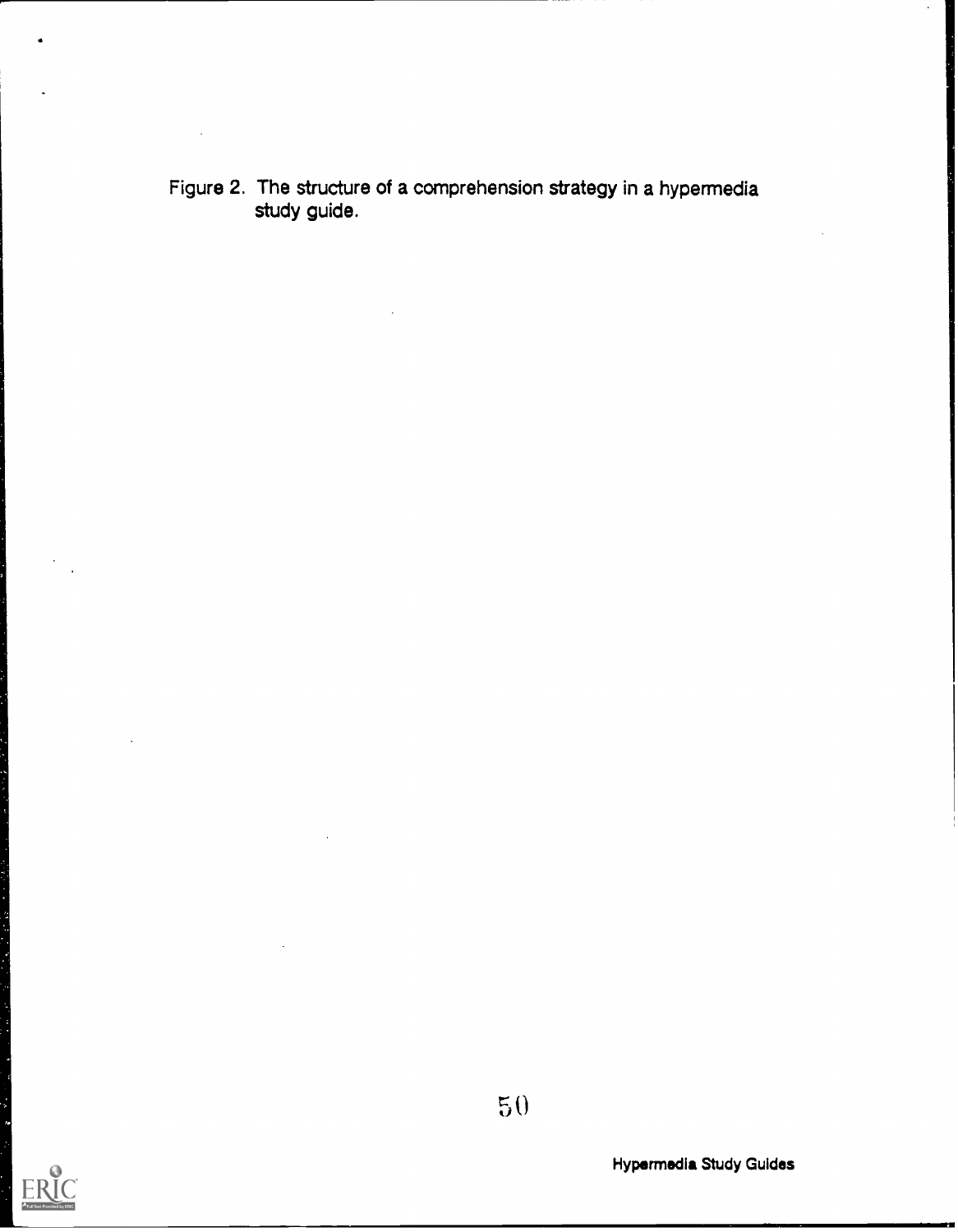Figure 2. The structure of a comprehension strategy in a hypermedia study guide.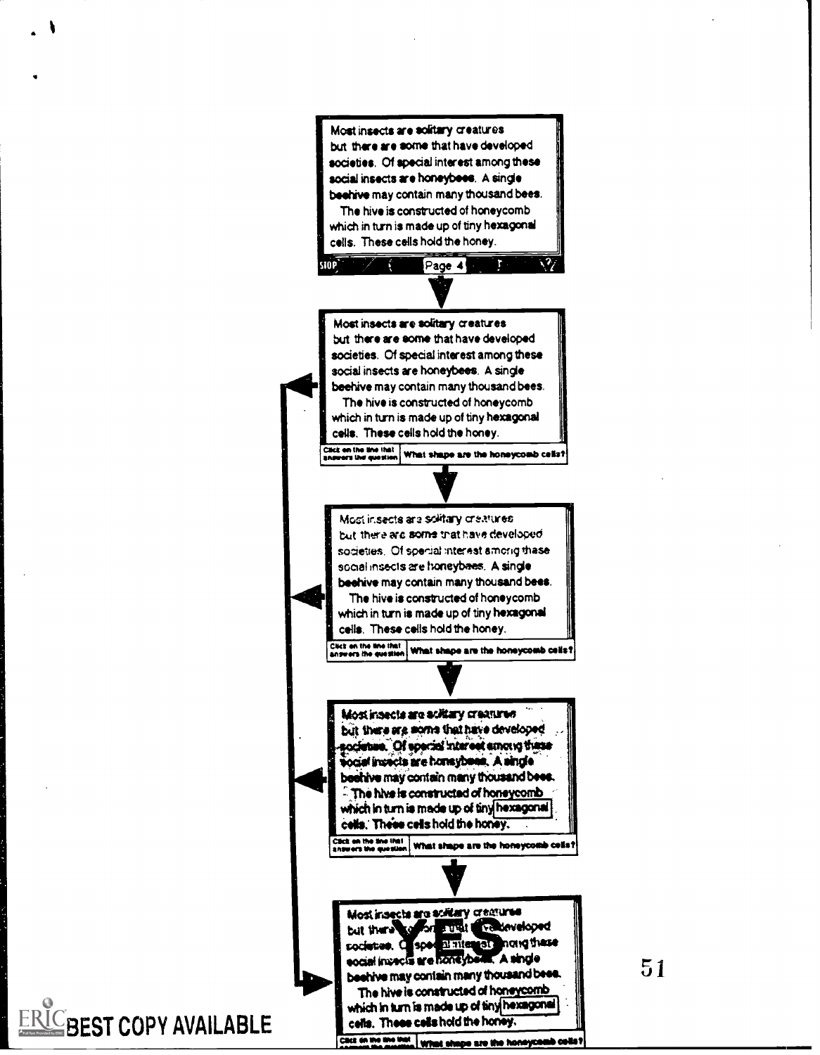Most insects are solitary creatures but there are some that have developed societies. Of special interest among these social insects are honeybees. A single beehive may contain many thousand bees.

The hive is constructed of honeycomb which in turn is made up of tiny hexagonal cells. These cells hold the honey.

STOP | Page 4 | ?

Most insects are solitary creatures but there are some that have developed societies. Of special interest among these social insects are honeybees. A single beehive may contain many thousand bees.

The hive is constructed of honeycomb which in turn is made up of tiny hexagonal cells. These cells hold the honey.

Click on the line that answers the question | What shape are the honeycomb cells?

Most insects are solitary creatures but there are some that have developed societies. Of special interest among these social insects are honeybees. A single beehive may contain many thousand bees.

The hive is constructed of honeycomb which in turn is made up of tiny hexagonal cells. These cells hold the honey.

Click on the line that answers the question | What shape are the honeycomb cells?

Most insects are solitary creatures but there are some that have developed societies. Of special interest among these social insects are honeybees. A single beehive may contain many thousand bees.

The hive is constructed of honeycomb which in turn is made up of tiny hexagonal cells. These cells hold the honey.

Click on the line that answers the question | What shape are the honeycomb cells?

YES

Most insects are solitary creatures but there are some that have developed societies. Of special interest among these social insects are honeybees. A single beehive may contain many thousand bees.

The hive is constructed of honeycomb which in turn is made up of tiny hexagonal cells. These cells hold the honey.

Click on the line that answers the question | What shape are the honeycomb cells?

BEST COPY AVAILABLE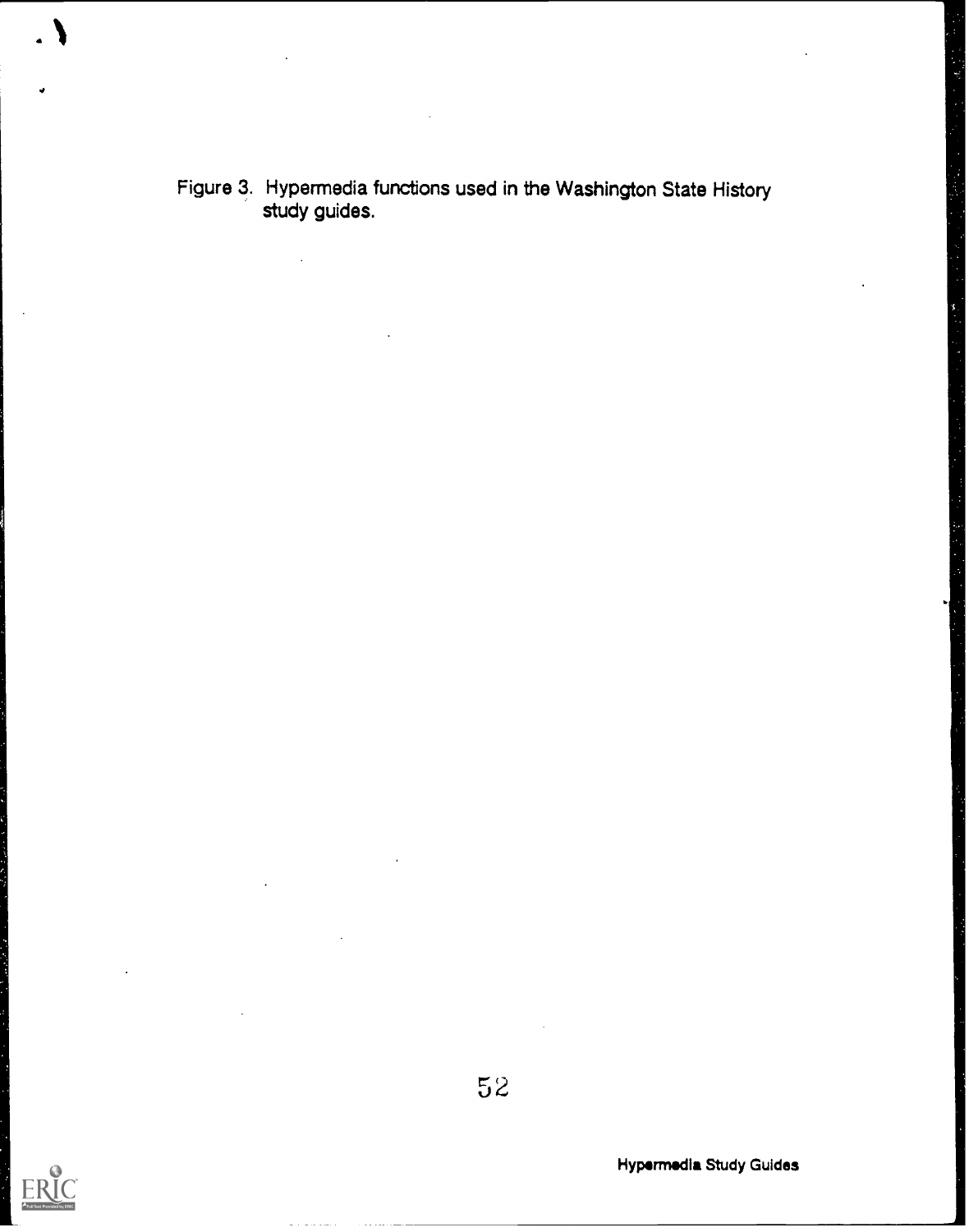Figure 3. Hypermedia functions used in the Washington State History study guides.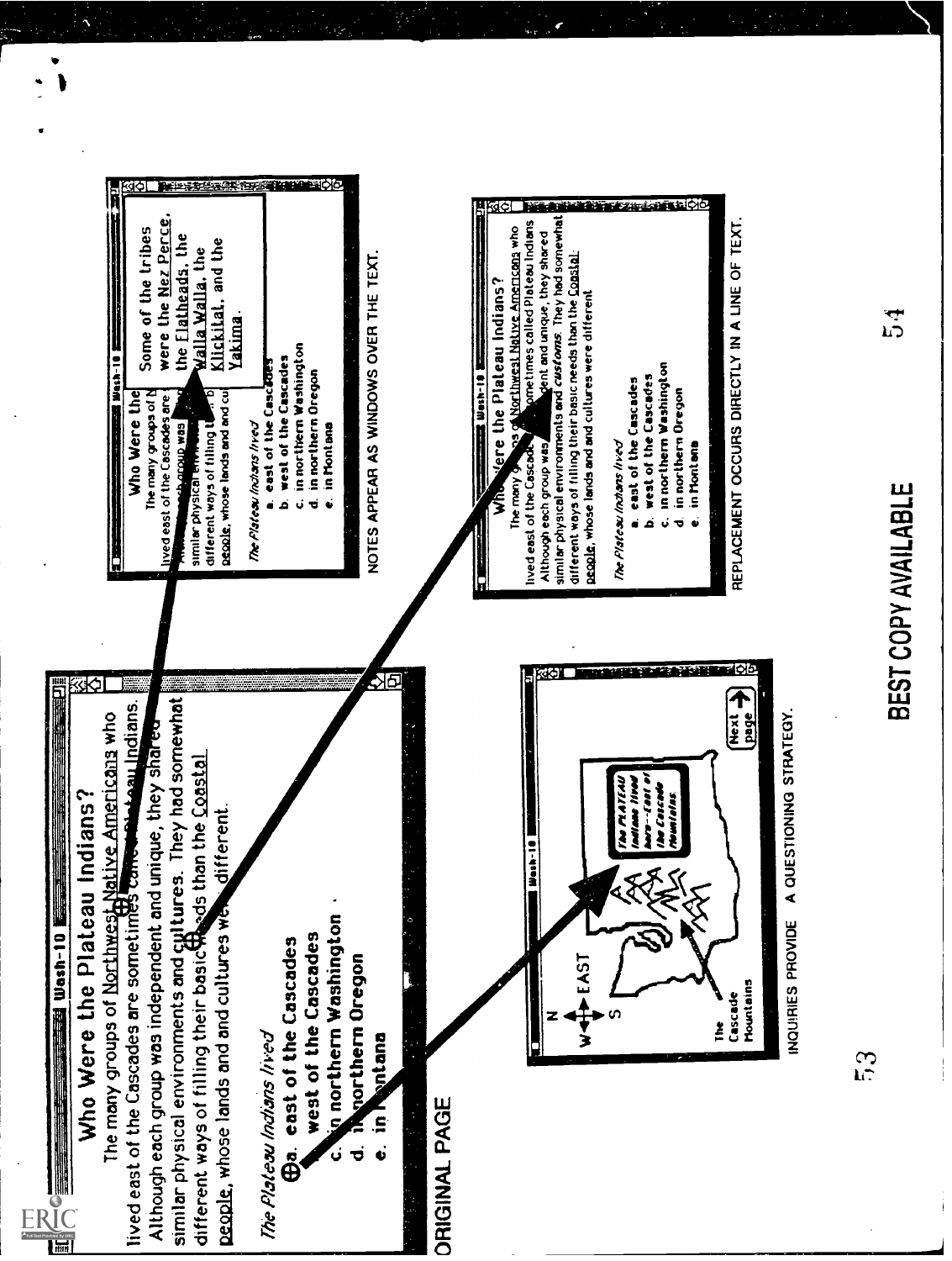**Wash-10**

## Who Were the Plateau Indians?

The many groups of Northwest Native Americans who lived east of the Cascades are sometimes called Plateau Indians. Although each group was independent and unique, they shared similar physical environments and cultures. They had somewhat different ways of filling their basic needs than the Coastal people, whose lands and cultures were different.

*The Plateau Indians lived*

a. east of the Cascades
b. west of the Cascades
c. in northern Washington
d. in northern Oregon
e. in Montana

ORIGINAL PAGE

---

Some of the tribes were the Nez Perce, the Flatheads, the Walla Walla, the Klickitat, and the Yakima.

NOTES APPEAR AS WINDOWS OVER THE TEXT.

---

The Cascade Mountains

The PLATEAU Indians lived here--East of the Cascade Mountains.

Next page

INQUIRIES PROVIDE A QUESTIONING STRATEGY.

---

## Who Were the Plateau Indians?

The many groups of Northwest Native Americans who lived east of the Cascades sometimes called Plateau Indians. Although each group was independent and unique, they shared similar physical environments and *customs*. They had somewhat different ways of filling their basic needs than the Coastal people, whose lands and and cultures were different.

*The Plateau Indians lived*

a. east of the Cascades
b. west of the Cascades
c. in northern Washington
d. in northern Oregon
e. in Montana

REPLACEMENT OCCURS DIRECTLY IN A LINE OF TEXT.

BEST COPY AVAILABLE